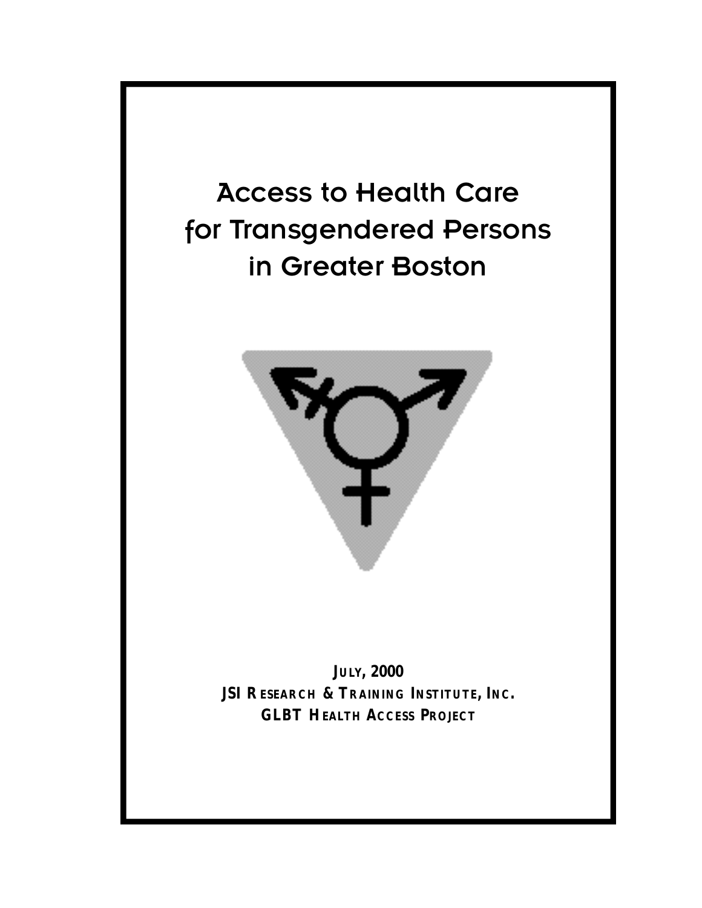# Access to Health Care for Transgendered Persons in Greater Boston

**JULY, 2000**
**JSI RESEARCH & TRAINING INSTITUTE, INC.**
**GLBT HEALTH ACCESS PROJECT**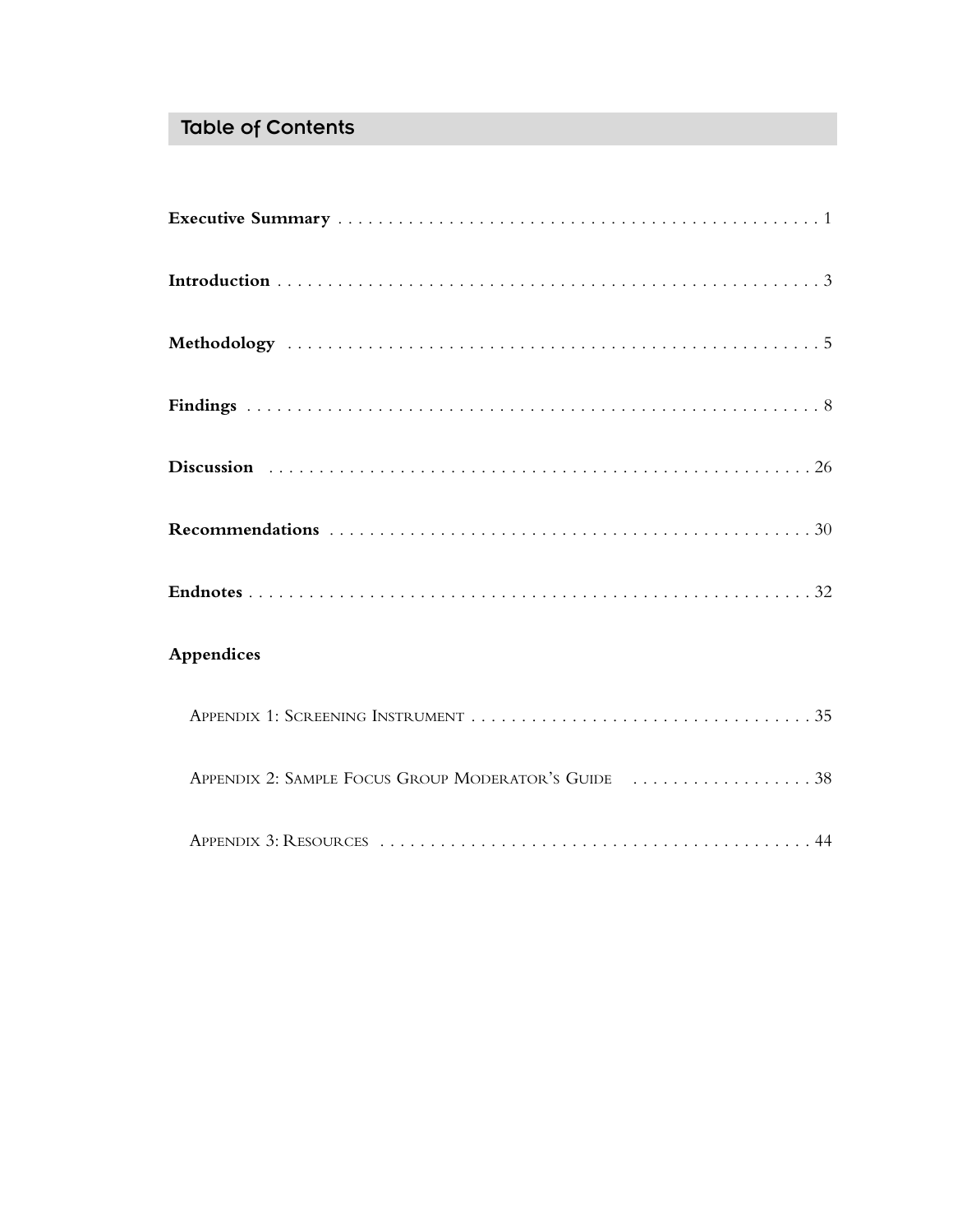## Table of Contents

**Executive Summary** . . . . . . . . . . . . . . . . . . . . . . . . . . . . . . . . . . . . . . . . . . . . . 1

**Introduction** . . . . . . . . . . . . . . . . . . . . . . . . . . . . . . . . . . . . . . . . . . . . . . . . . . 3

**Methodology** . . . . . . . . . . . . . . . . . . . . . . . . . . . . . . . . . . . . . . . . . . . . . . . . . 5

**Findings** . . . . . . . . . . . . . . . . . . . . . . . . . . . . . . . . . . . . . . . . . . . . . . . . . . . . 8

**Discussion** . . . . . . . . . . . . . . . . . . . . . . . . . . . . . . . . . . . . . . . . . . . . . . . . . . 26

**Recommendations** . . . . . . . . . . . . . . . . . . . . . . . . . . . . . . . . . . . . . . . . . . . . . . 30

**Endnotes** . . . . . . . . . . . . . . . . . . . . . . . . . . . . . . . . . . . . . . . . . . . . . . . . . . . 32

**Appendices**

Appendix 1: Screening Instrument . . . . . . . . . . . . . . . . . . . . . . . . . . . . . . . . . . 35

Appendix 2: Sample Focus Group Moderator's Guide . . . . . . . . . . . . . . . . . . 38

Appendix 3: Resources . . . . . . . . . . . . . . . . . . . . . . . . . . . . . . . . . . . . . . . . . . . 44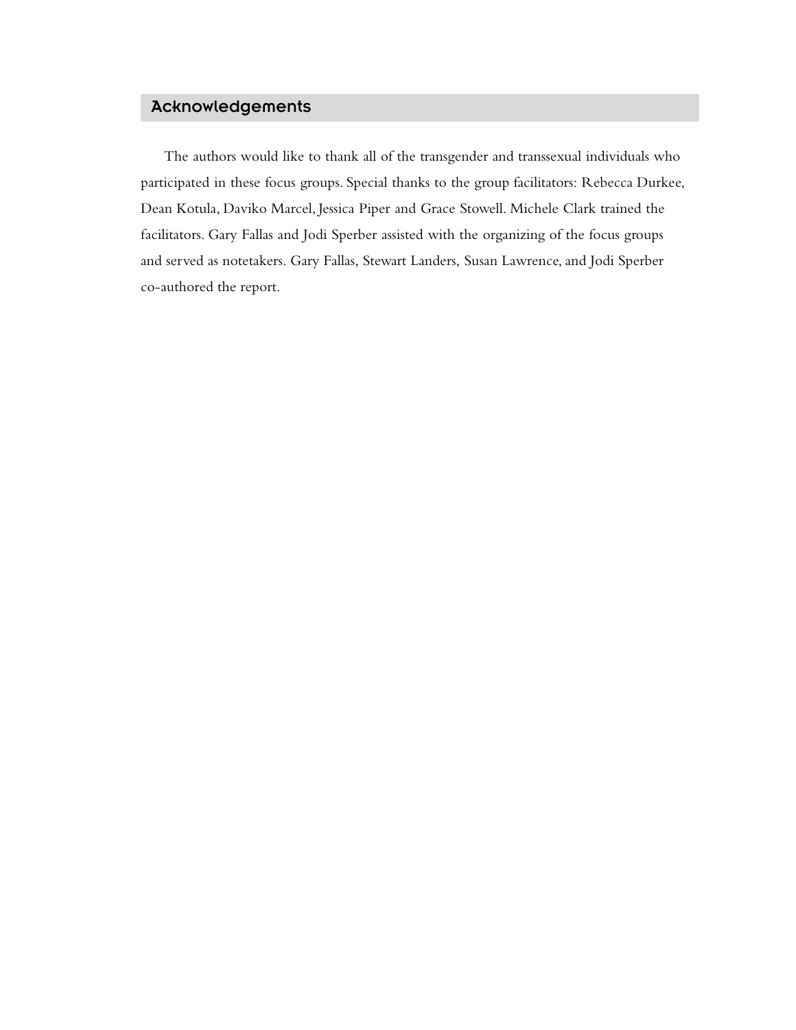## Acknowledgements

The authors would like to thank all of the transgender and transsexual individuals who participated in these focus groups. Special thanks to the group facilitators: Rebecca Durkee, Dean Kotula, Daviko Marcel, Jessica Piper and Grace Stowell. Michele Clark trained the facilitators. Gary Fallas and Jodi Sperber assisted with the organizing of the focus groups and served as notetakers. Gary Fallas, Stewart Landers, Susan Lawrence, and Jodi Sperber co-authored the report.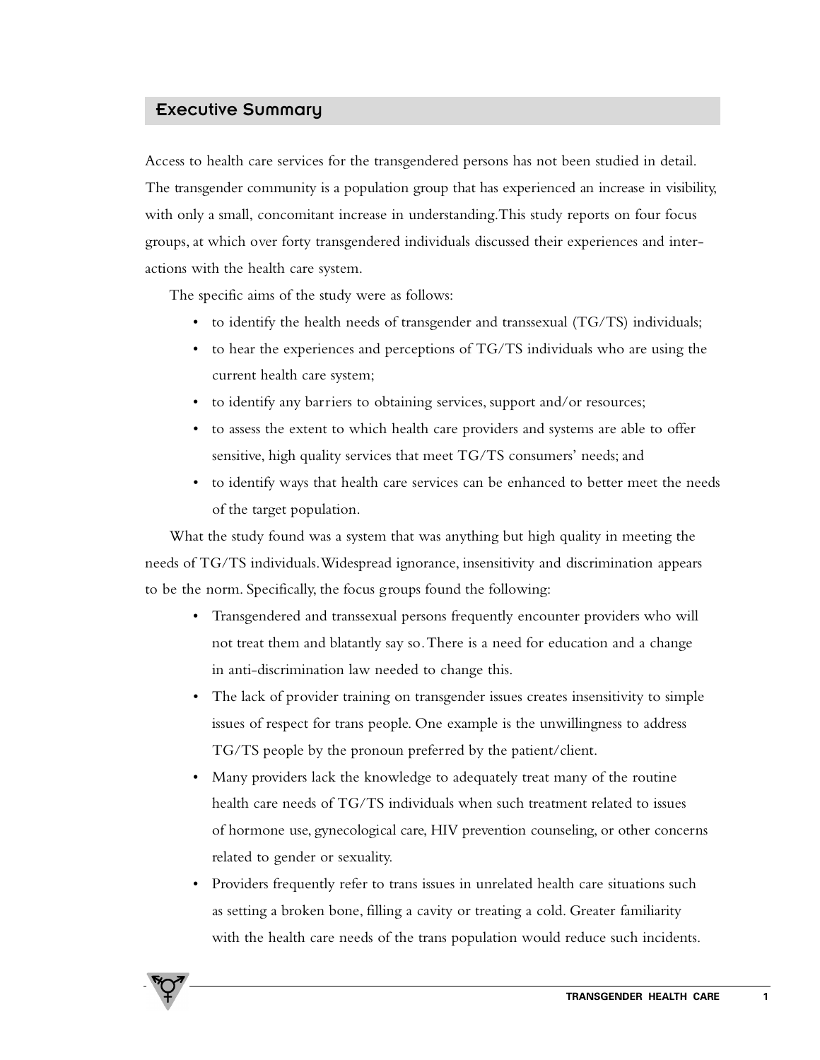## Executive Summary

Access to health care services for the transgendered persons has not been studied in detail. The transgender community is a population group that has experienced an increase in visibility, with only a small, concomitant increase in understanding.This study reports on four focus groups, at which over forty transgendered individuals discussed their experiences and interactions with the health care system.

The specific aims of the study were as follows:

- to identify the health needs of transgender and transsexual (TG/TS) individuals;
- to hear the experiences and perceptions of TG/TS individuals who are using the current health care system;
- to identify any barriers to obtaining services, support and/or resources;
- to assess the extent to which health care providers and systems are able to offer sensitive, high quality services that meet TG/TS consumers' needs; and
- to identify ways that health care services can be enhanced to better meet the needs of the target population.

What the study found was a system that was anything but high quality in meeting the needs of TG/TS individuals.Widespread ignorance, insensitivity and discrimination appears to be the norm. Specifically, the focus groups found the following:

- Transgendered and transsexual persons frequently encounter providers who will not treat them and blatantly say so.There is a need for education and a change in anti-discrimination law needed to change this.
- The lack of provider training on transgender issues creates insensitivity to simple issues of respect for trans people. One example is the unwillingness to address TG/TS people by the pronoun preferred by the patient/client.
- Many providers lack the knowledge to adequately treat many of the routine health care needs of TG/TS individuals when such treatment related to issues of hormone use, gynecological care, HIV prevention counseling, or other concerns related to gender or sexuality.
- Providers frequently refer to trans issues in unrelated health care situations such as setting a broken bone, filling a cavity or treating a cold. Greater familiarity with the health care needs of the trans population would reduce such incidents.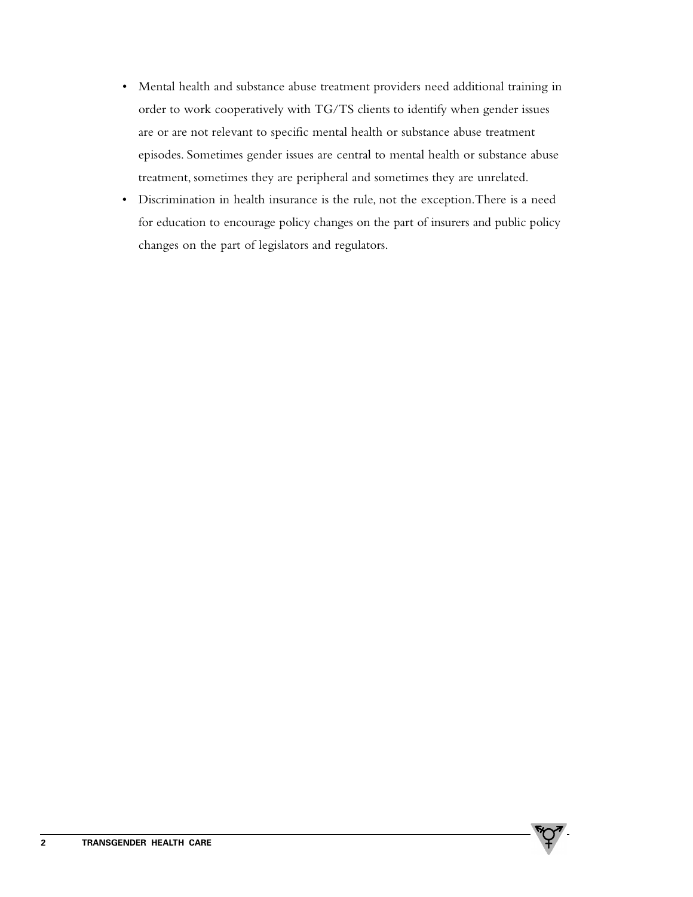- Mental health and substance abuse treatment providers need additional training in order to work cooperatively with TG/TS clients to identify when gender issues are or are not relevant to specific mental health or substance abuse treatment episodes. Sometimes gender issues are central to mental health or substance abuse treatment, sometimes they are peripheral and sometimes they are unrelated.
- Discrimination in health insurance is the rule, not the exception. There is a need for education to encourage policy changes on the part of insurers and public policy changes on the part of legislators and regulators.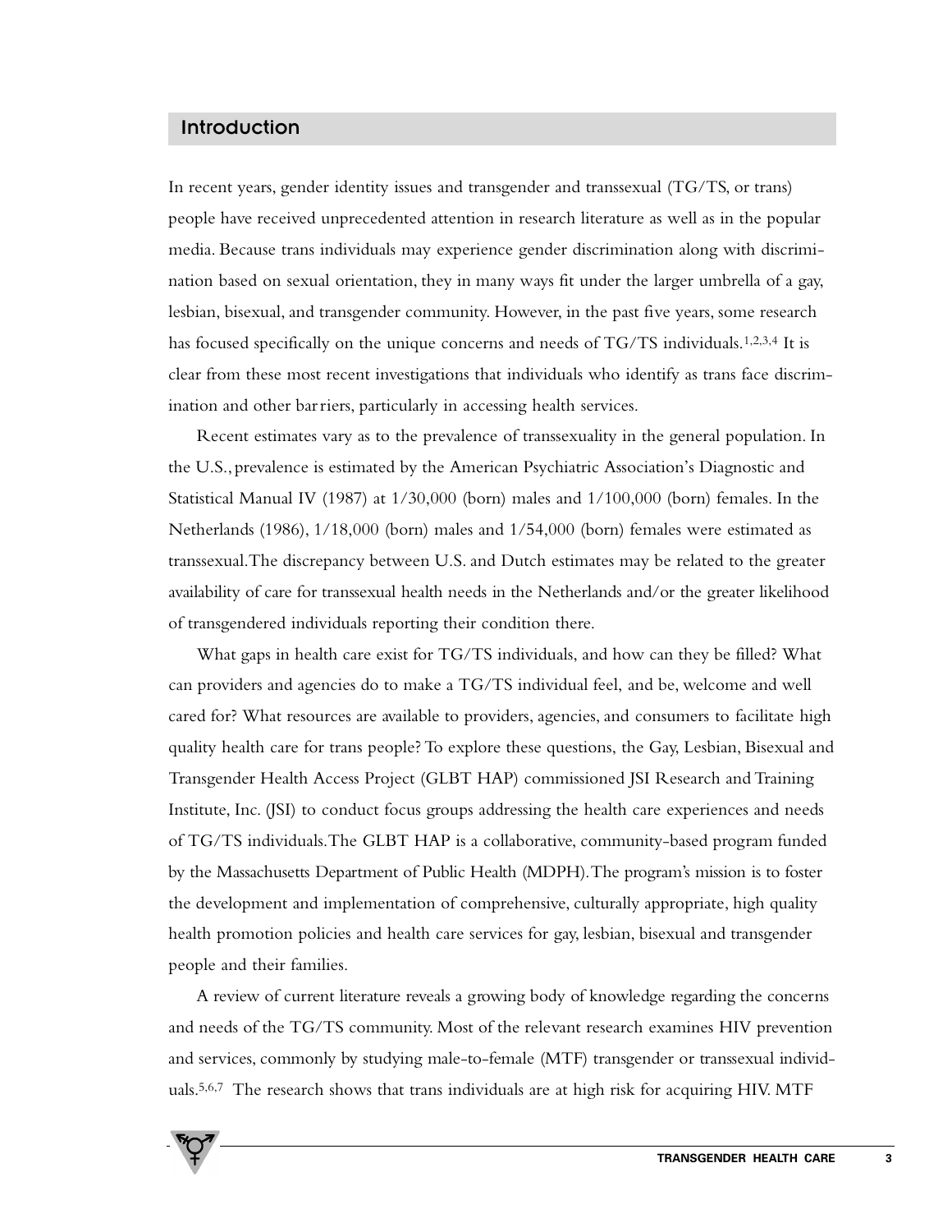## Introduction

In recent years, gender identity issues and transgender and transsexual (TG/TS, or trans) people have received unprecedented attention in research literature as well as in the popular media. Because trans individuals may experience gender discrimination along with discrimination based on sexual orientation, they in many ways fit under the larger umbrella of a gay, lesbian, bisexual, and transgender community. However, in the past five years, some research has focused specifically on the unique concerns and needs of TG/TS individuals.[1,2,3,4] It is clear from these most recent investigations that individuals who identify as trans face discrimination and other barriers, particularly in accessing health services.

Recent estimates vary as to the prevalence of transsexuality in the general population. In the U.S., prevalence is estimated by the American Psychiatric Association's Diagnostic and Statistical Manual IV (1987) at 1/30,000 (born) males and 1/100,000 (born) females. In the Netherlands (1986), 1/18,000 (born) males and 1/54,000 (born) females were estimated as transsexual. The discrepancy between U.S. and Dutch estimates may be related to the greater availability of care for transsexual health needs in the Netherlands and/or the greater likelihood of transgendered individuals reporting their condition there.

What gaps in health care exist for TG/TS individuals, and how can they be filled? What can providers and agencies do to make a TG/TS individual feel, and be, welcome and well cared for? What resources are available to providers, agencies, and consumers to facilitate high quality health care for trans people? To explore these questions, the Gay, Lesbian, Bisexual and Transgender Health Access Project (GLBT HAP) commissioned JSI Research and Training Institute, Inc. (JSI) to conduct focus groups addressing the health care experiences and needs of TG/TS individuals. The GLBT HAP is a collaborative, community-based program funded by the Massachusetts Department of Public Health (MDPH). The program's mission is to foster the development and implementation of comprehensive, culturally appropriate, high quality health promotion policies and health care services for gay, lesbian, bisexual and transgender people and their families.

A review of current literature reveals a growing body of knowledge regarding the concerns and needs of the TG/TS community. Most of the relevant research examines HIV prevention and services, commonly by studying male-to-female (MTF) transgender or transsexual individuals.[5,6,7] The research shows that trans individuals are at high risk for acquiring HIV. MTF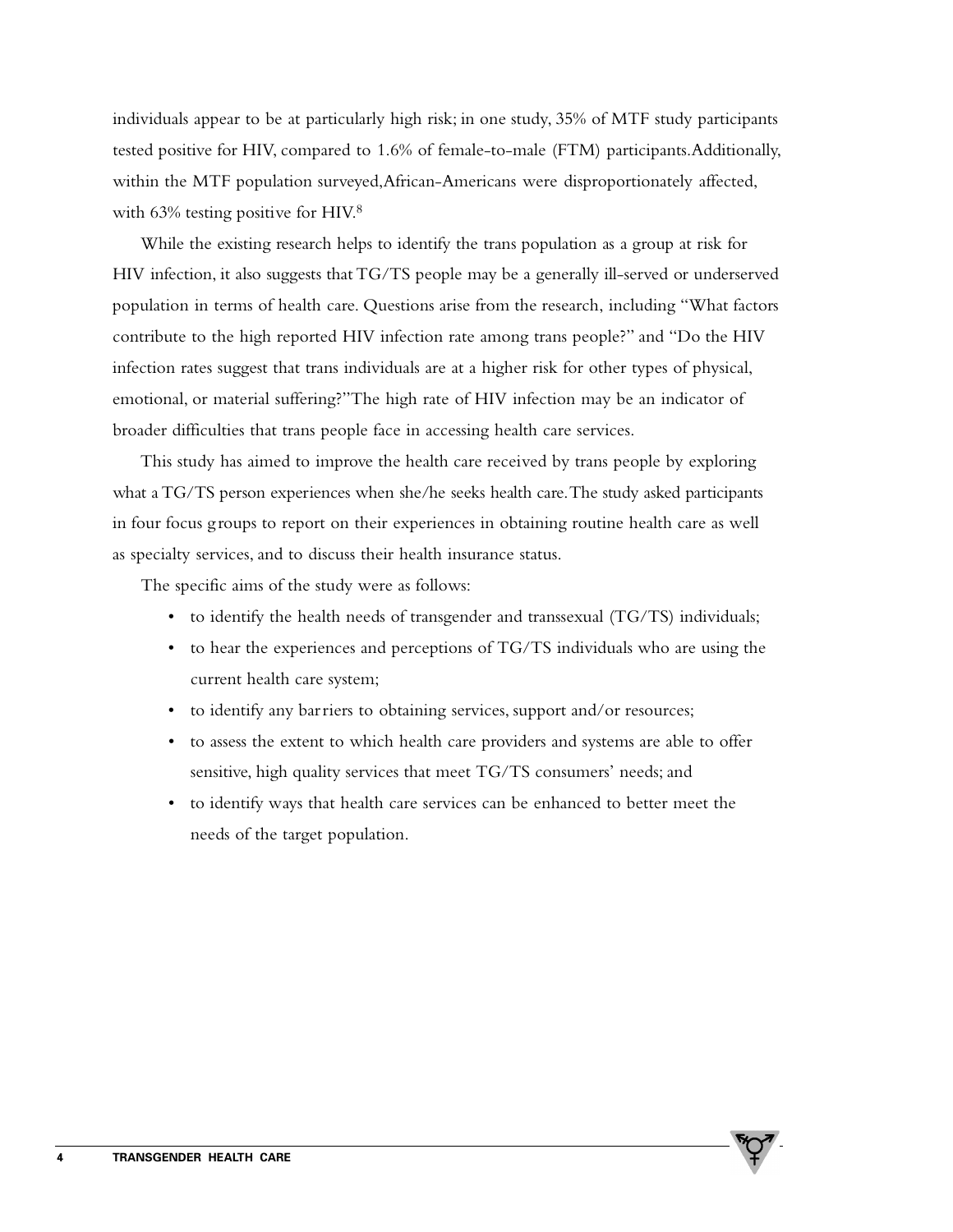individuals appear to be at particularly high risk; in one study, 35% of MTF study participants tested positive for HIV, compared to 1.6% of female-to-male (FTM) participants. Additionally, within the MTF population surveyed, African-Americans were disproportionately affected, with 63% testing positive for HIV.[8]

While the existing research helps to identify the trans population as a group at risk for HIV infection, it also suggests that TG/TS people may be a generally ill-served or underserved population in terms of health care. Questions arise from the research, including "What factors contribute to the high reported HIV infection rate among trans people?" and "Do the HIV infection rates suggest that trans individuals are at a higher risk for other types of physical, emotional, or material suffering?" The high rate of HIV infection may be an indicator of broader difficulties that trans people face in accessing health care services.

This study has aimed to improve the health care received by trans people by exploring what a TG/TS person experiences when she/he seeks health care. The study asked participants in four focus groups to report on their experiences in obtaining routine health care as well as specialty services, and to discuss their health insurance status.

The specific aims of the study were as follows:

- to identify the health needs of transgender and transsexual (TG/TS) individuals;
- to hear the experiences and perceptions of TG/TS individuals who are using the current health care system;
- to identify any barriers to obtaining services, support and/or resources;
- to assess the extent to which health care providers and systems are able to offer sensitive, high quality services that meet TG/TS consumers' needs; and
- to identify ways that health care services can be enhanced to better meet the needs of the target population.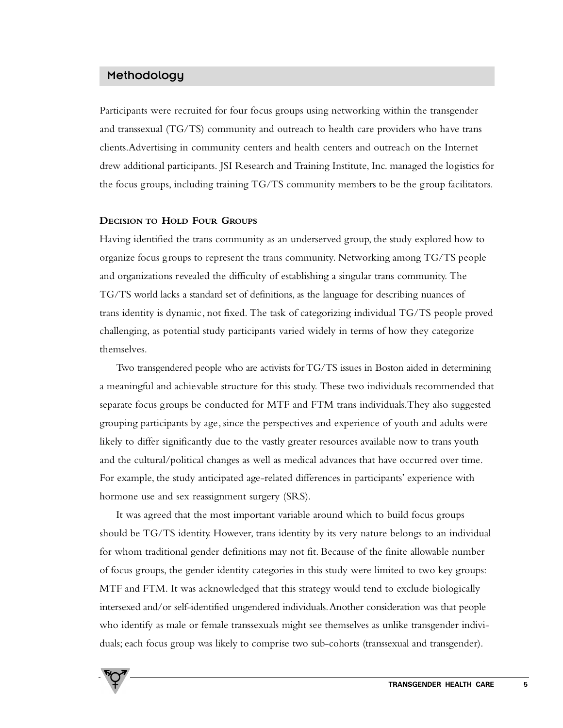## Methodology

Participants were recruited for four focus groups using networking within the transgender and transsexual (TG/TS) community and outreach to health care providers who have trans clients. Advertising in community centers and health centers and outreach on the Internet drew additional participants. JSI Research and Training Institute, Inc. managed the logistics for the focus groups, including training TG/TS community members to be the group facilitators.

### Decision to Hold Four Groups

Having identified the trans community as an underserved group, the study explored how to organize focus groups to represent the trans community. Networking among TG/TS people and organizations revealed the difficulty of establishing a singular trans community. The TG/TS world lacks a standard set of definitions, as the language for describing nuances of trans identity is dynamic, not fixed. The task of categorizing individual TG/TS people proved challenging, as potential study participants varied widely in terms of how they categorize themselves.

Two transgendered people who are activists for TG/TS issues in Boston aided in determining a meaningful and achievable structure for this study. These two individuals recommended that separate focus groups be conducted for MTF and FTM trans individuals. They also suggested grouping participants by age, since the perspectives and experience of youth and adults were likely to differ significantly due to the vastly greater resources available now to trans youth and the cultural/political changes as well as medical advances that have occurred over time. For example, the study anticipated age-related differences in participants' experience with hormone use and sex reassignment surgery (SRS).

It was agreed that the most important variable around which to build focus groups should be TG/TS identity. However, trans identity by its very nature belongs to an individual for whom traditional gender definitions may not fit. Because of the finite allowable number of focus groups, the gender identity categories in this study were limited to two key groups: MTF and FTM. It was acknowledged that this strategy would tend to exclude biologically intersexed and/or self-identified ungendered individuals. Another consideration was that people who identify as male or female transsexuals might see themselves as unlike transgender individuals; each focus group was likely to comprise two sub-cohorts (transsexual and transgender).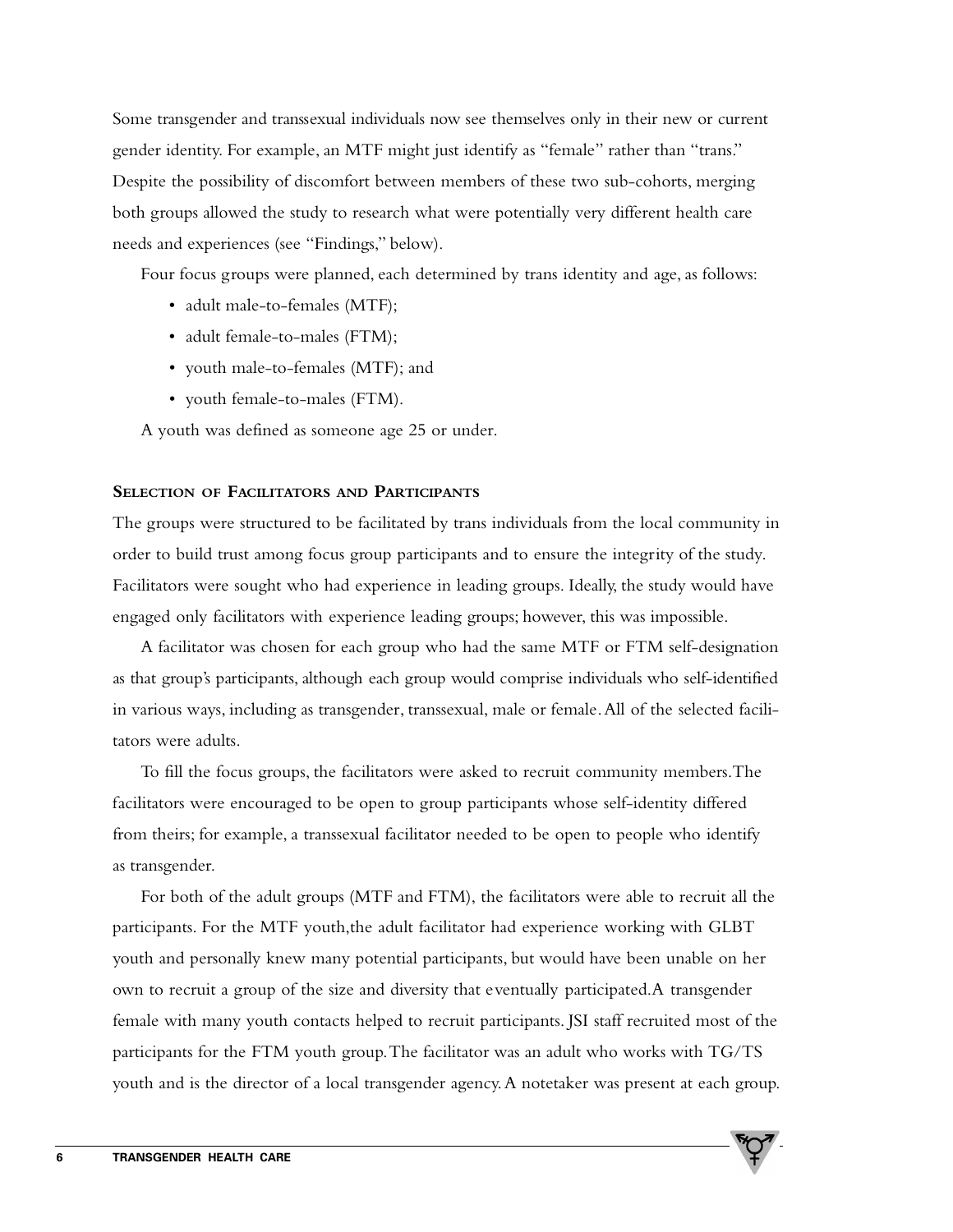Some transgender and transsexual individuals now see themselves only in their new or current gender identity. For example, an MTF might just identify as "female" rather than "trans." Despite the possibility of discomfort between members of these two sub-cohorts, merging both groups allowed the study to research what were potentially very different health care needs and experiences (see "Findings," below).

Four focus groups were planned, each determined by trans identity and age, as follows:

- adult male-to-females (MTF);
- adult female-to-males (FTM);
- youth male-to-females (MTF); and
- youth female-to-males (FTM).

A youth was defined as someone age 25 or under.

### Selection of Facilitators and Participants

The groups were structured to be facilitated by trans individuals from the local community in order to build trust among focus group participants and to ensure the integrity of the study. Facilitators were sought who had experience in leading groups. Ideally, the study would have engaged only facilitators with experience leading groups; however, this was impossible.

A facilitator was chosen for each group who had the same MTF or FTM self-designation as that group's participants, although each group would comprise individuals who self-identified in various ways, including as transgender, transsexual, male or female. All of the selected facilitators were adults.

To fill the focus groups, the facilitators were asked to recruit community members. The facilitators were encouraged to be open to group participants whose self-identity differed from theirs; for example, a transsexual facilitator needed to be open to people who identify as transgender.

For both of the adult groups (MTF and FTM), the facilitators were able to recruit all the participants. For the MTF youth, the adult facilitator had experience working with GLBT youth and personally knew many potential participants, but would have been unable on her own to recruit a group of the size and diversity that eventually participated. A transgender female with many youth contacts helped to recruit participants. JSI staff recruited most of the participants for the FTM youth group. The facilitator was an adult who works with TG/TS youth and is the director of a local transgender agency. A notetaker was present at each group.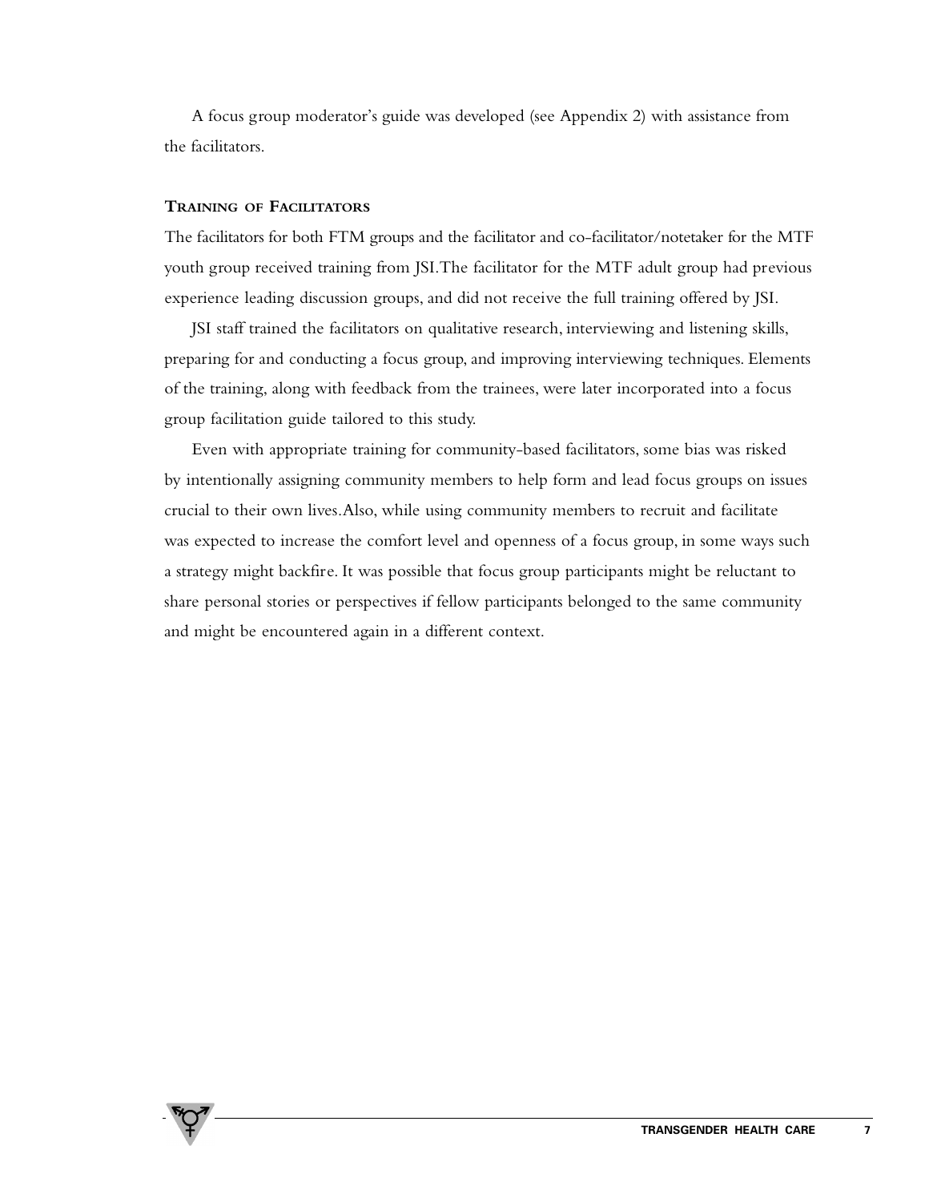A focus group moderator's guide was developed (see Appendix 2) with assistance from the facilitators.

### TRAINING OF FACILITATORS

The facilitators for both FTM groups and the facilitator and co-facilitator/notetaker for the MTF youth group received training from JSI.The facilitator for the MTF adult group had previous experience leading discussion groups, and did not receive the full training offered by JSI.

JSI staff trained the facilitators on qualitative research, interviewing and listening skills, preparing for and conducting a focus group, and improving interviewing techniques. Elements of the training, along with feedback from the trainees, were later incorporated into a focus group facilitation guide tailored to this study.

Even with appropriate training for community-based facilitators, some bias was risked by intentionally assigning community members to help form and lead focus groups on issues crucial to their own lives.Also, while using community members to recruit and facilitate was expected to increase the comfort level and openness of a focus group, in some ways such a strategy might backfire. It was possible that focus group participants might be reluctant to share personal stories or perspectives if fellow participants belonged to the same community and might be encountered again in a different context.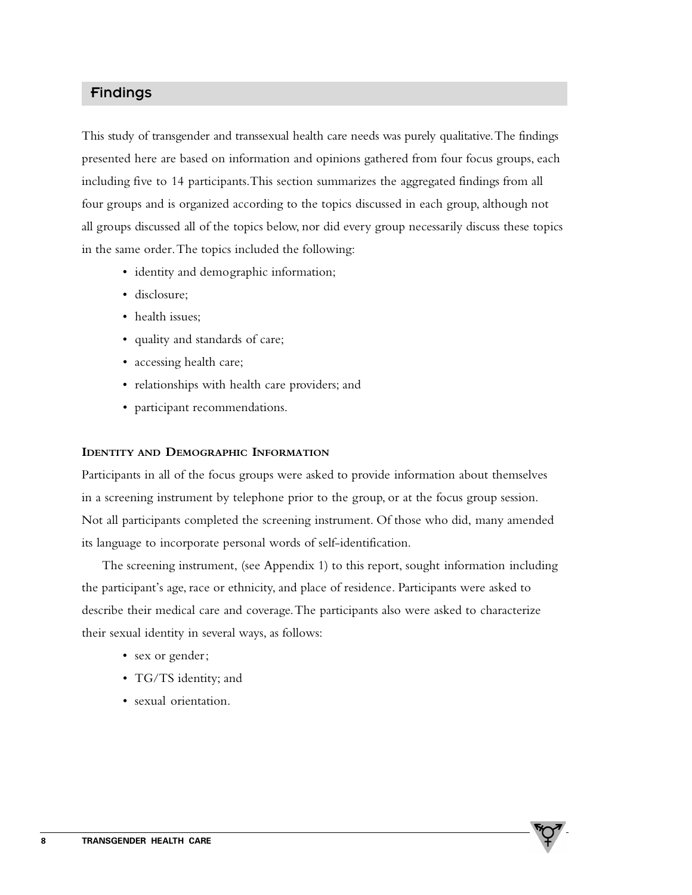## Findings

This study of transgender and transsexual health care needs was purely qualitative. The findings presented here are based on information and opinions gathered from four focus groups, each including five to 14 participants. This section summarizes the aggregated findings from all four groups and is organized according to the topics discussed in each group, although not all groups discussed all of the topics below, nor did every group necessarily discuss these topics in the same order. The topics included the following:

- identity and demographic information;
- disclosure;
- health issues;
- quality and standards of care;
- accessing health care;
- relationships with health care providers; and
- participant recommendations.

### Identity and Demographic Information

Participants in all of the focus groups were asked to provide information about themselves in a screening instrument by telephone prior to the group, or at the focus group session. Not all participants completed the screening instrument. Of those who did, many amended its language to incorporate personal words of self-identification.

The screening instrument, (see Appendix 1) to this report, sought information including the participant's age, race or ethnicity, and place of residence. Participants were asked to describe their medical care and coverage. The participants also were asked to characterize their sexual identity in several ways, as follows:

- sex or gender;
- TG/TS identity; and
- sexual orientation.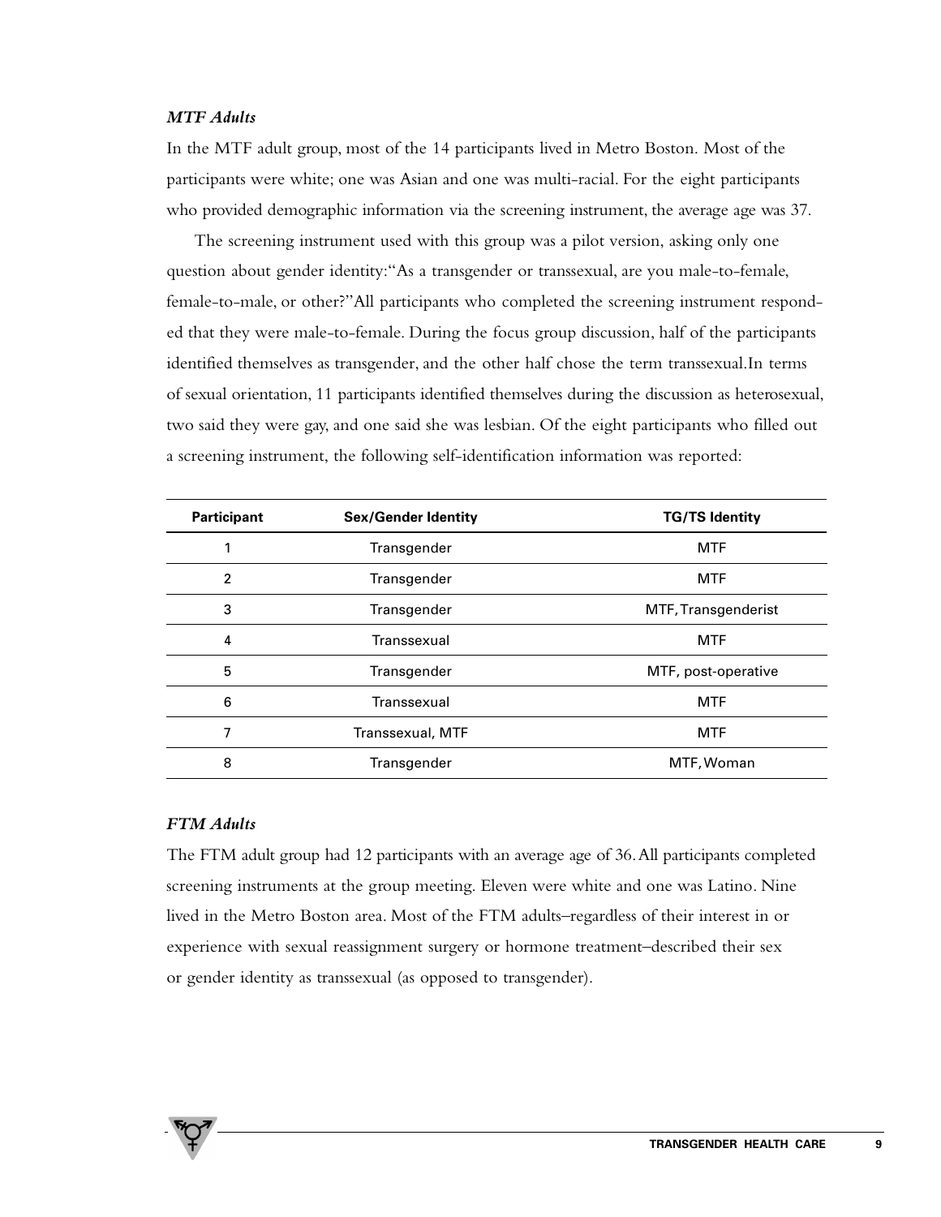### *MTF Adults*

In the MTF adult group, most of the 14 participants lived in Metro Boston. Most of the participants were white; one was Asian and one was multi-racial. For the eight participants who provided demographic information via the screening instrument, the average age was 37.

The screening instrument used with this group was a pilot version, asking only one question about gender identity: "As a transgender or transsexual, are you male-to-female, female-to-male, or other?" All participants who completed the screening instrument responded that they were male-to-female. During the focus group discussion, half of the participants identified themselves as transgender, and the other half chose the term transsexual. In terms of sexual orientation, 11 participants identified themselves during the discussion as heterosexual, two said they were gay, and one said she was lesbian. Of the eight participants who filled out a screening instrument, the following self-identification information was reported:

| Participant | Sex/Gender Identity | TG/TS Identity |
|---|---|---|
| 1 | Transgender | MTF |
| 2 | Transgender | MTF |
| 3 | Transgender | MTF, Transgenderist |
| 4 | Transsexual | MTF |
| 5 | Transgender | MTF, post-operative |
| 6 | Transsexual | MTF |
| 7 | Transsexual, MTF | MTF |
| 8 | Transgender | MTF, Woman |

### *FTM Adults*

The FTM adult group had 12 participants with an average age of 36. All participants completed screening instruments at the group meeting. Eleven were white and one was Latino. Nine lived in the Metro Boston area. Most of the FTM adults–regardless of their interest in or experience with sexual reassignment surgery or hormone treatment–described their sex or gender identity as transsexual (as opposed to transgender).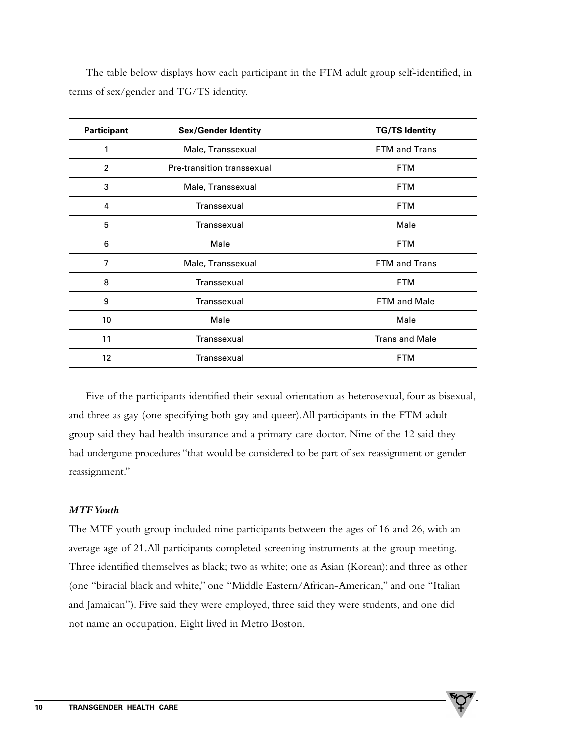The table below displays how each participant in the FTM adult group self-identified, in terms of sex/gender and TG/TS identity.

| Participant | Sex/Gender Identity | TG/TS Identity |
|---|---|---|
| 1 | Male, Transsexual | FTM and Trans |
| 2 | Pre-transition transsexual | FTM |
| 3 | Male, Transsexual | FTM |
| 4 | Transsexual | FTM |
| 5 | Transsexual | Male |
| 6 | Male | FTM |
| 7 | Male, Transsexual | FTM and Trans |
| 8 | Transsexual | FTM |
| 9 | Transsexual | FTM and Male |
| 10 | Male | Male |
| 11 | Transsexual | Trans and Male |
| 12 | Transsexual | FTM |

Five of the participants identified their sexual orientation as heterosexual, four as bisexual, and three as gay (one specifying both gay and queer).All participants in the FTM adult group said they had health insurance and a primary care doctor. Nine of the 12 said they had undergone procedures "that would be considered to be part of sex reassignment or gender reassignment."

### *MTF Youth*

The MTF youth group included nine participants between the ages of 16 and 26, with an average age of 21.All participants completed screening instruments at the group meeting. Three identified themselves as black; two as white; one as Asian (Korean); and three as other (one "biracial black and white," one "Middle Eastern/African-American," and one "Italian and Jamaican"). Five said they were employed, three said they were students, and one did not name an occupation. Eight lived in Metro Boston.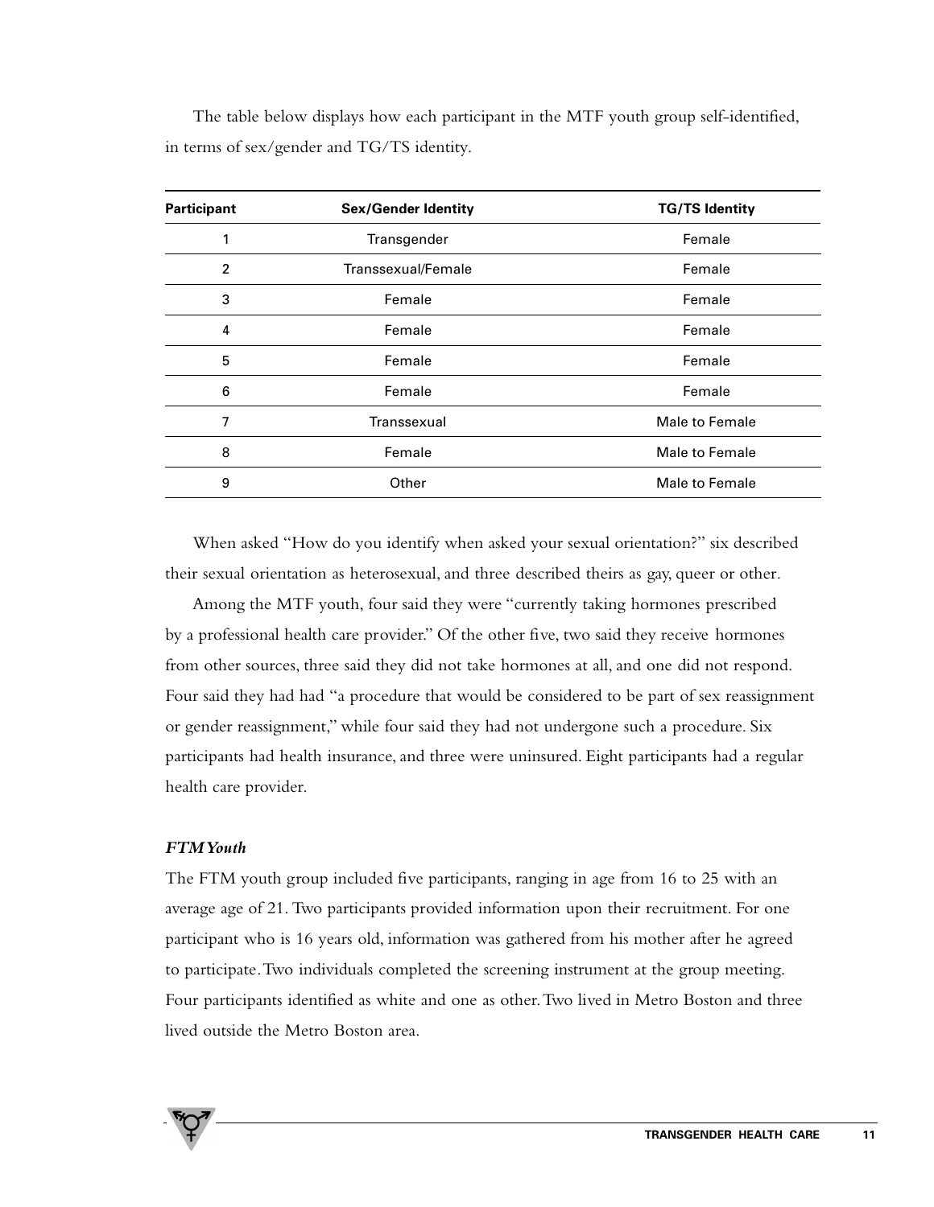The table below displays how each participant in the MTF youth group self-identified, in terms of sex/gender and TG/TS identity.

| Participant | Sex/Gender Identity | TG/TS Identity |
|---|---|---|
| 1 | Transgender | Female |
| 2 | Transsexual/Female | Female |
| 3 | Female | Female |
| 4 | Female | Female |
| 5 | Female | Female |
| 6 | Female | Female |
| 7 | Transsexual | Male to Female |
| 8 | Female | Male to Female |
| 9 | Other | Male to Female |

When asked "How do you identify when asked your sexual orientation?" six described their sexual orientation as heterosexual, and three described theirs as gay, queer or other.

Among the MTF youth, four said they were "currently taking hormones prescribed by a professional health care provider." Of the other five, two said they receive hormones from other sources, three said they did not take hormones at all, and one did not respond. Four said they had had "a procedure that would be considered to be part of sex reassignment or gender reassignment," while four said they had not undergone such a procedure. Six participants had health insurance, and three were uninsured. Eight participants had a regular health care provider.

### *FTM Youth*

The FTM youth group included five participants, ranging in age from 16 to 25 with an average age of 21. Two participants provided information upon their recruitment. For one participant who is 16 years old, information was gathered from his mother after he agreed to participate. Two individuals completed the screening instrument at the group meeting. Four participants identified as white and one as other. Two lived in Metro Boston and three lived outside the Metro Boston area.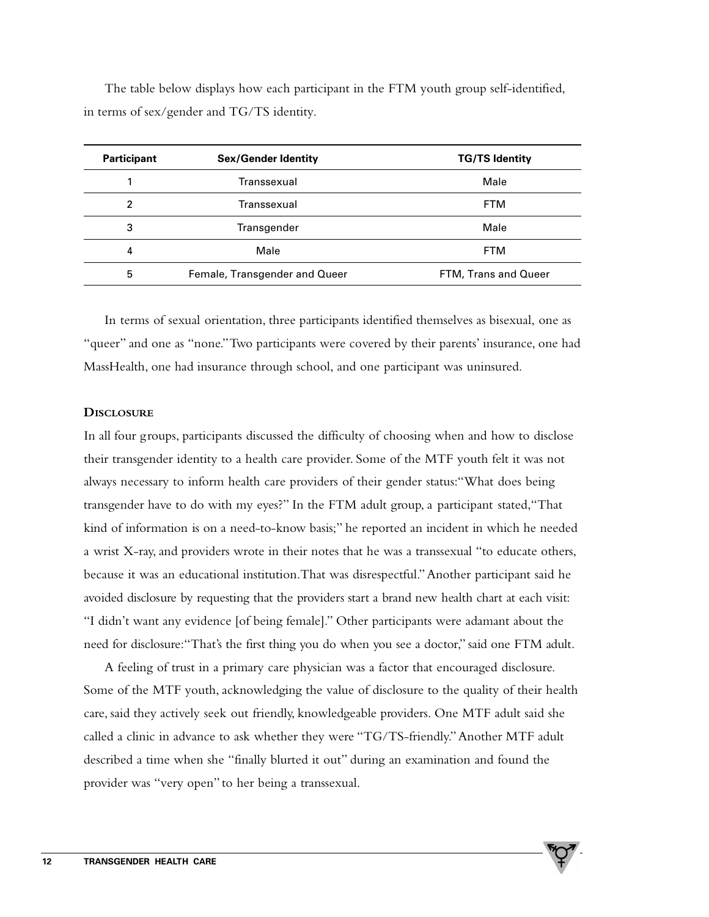The table below displays how each participant in the FTM youth group self-identified, in terms of sex/gender and TG/TS identity.

| Participant | Sex/Gender Identity | TG/TS Identity |
|---|---|---|
| 1 | Transsexual | Male |
| 2 | Transsexual | FTM |
| 3 | Transgender | Male |
| 4 | Male | FTM |
| 5 | Female, Transgender and Queer | FTM, Trans and Queer |

In terms of sexual orientation, three participants identified themselves as bisexual, one as "queer" and one as "none." Two participants were covered by their parents' insurance, one had MassHealth, one had insurance through school, and one participant was uninsured.

### Disclosure

In all four groups, participants discussed the difficulty of choosing when and how to disclose their transgender identity to a health care provider. Some of the MTF youth felt it was not always necessary to inform health care providers of their gender status: "What does being transgender have to do with my eyes?" In the FTM adult group, a participant stated, "That kind of information is on a need-to-know basis;" he reported an incident in which he needed a wrist X-ray, and providers wrote in their notes that he was a transsexual "to educate others, because it was an educational institution. That was disrespectful." Another participant said he avoided disclosure by requesting that the providers start a brand new health chart at each visit: "I didn't want any evidence [of being female]." Other participants were adamant about the need for disclosure: "That's the first thing you do when you see a doctor," said one FTM adult.

A feeling of trust in a primary care physician was a factor that encouraged disclosure. Some of the MTF youth, acknowledging the value of disclosure to the quality of their health care, said they actively seek out friendly, knowledgeable providers. One MTF adult said she called a clinic in advance to ask whether they were "TG/TS-friendly." Another MTF adult described a time when she "finally blurted it out" during an examination and found the provider was "very open" to her being a transsexual.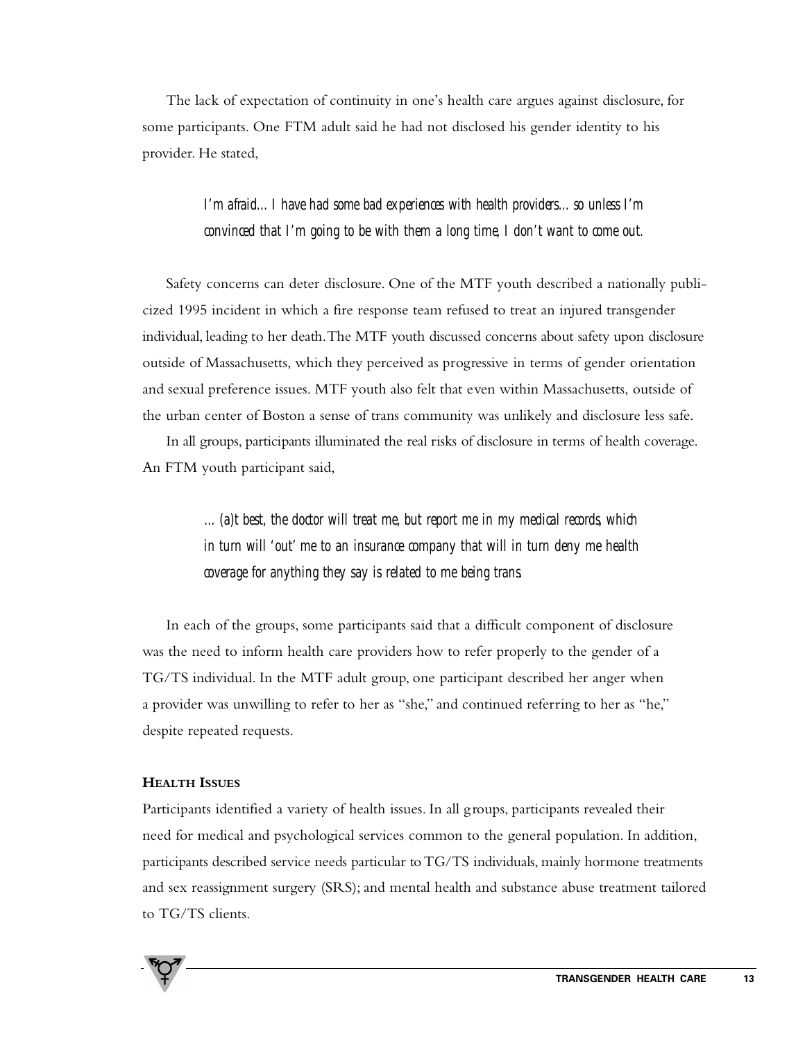The lack of expectation of continuity in one's health care argues against disclosure, for some participants. One FTM adult said he had not disclosed his gender identity to his provider. He stated,

> *I'm afraid... I have had some bad experiences with health providers... so unless I'm convinced that I'm going to be with them a long time, I don't want to come out.*

Safety concerns can deter disclosure. One of the MTF youth described a nationally publicized 1995 incident in which a fire response team refused to treat an injured transgender individual, leading to her death. The MTF youth discussed concerns about safety upon disclosure outside of Massachusetts, which they perceived as progressive in terms of gender orientation and sexual preference issues. MTF youth also felt that even within Massachusetts, outside of the urban center of Boston a sense of trans community was unlikely and disclosure less safe.

In all groups, participants illuminated the real risks of disclosure in terms of health coverage. An FTM youth participant said,

> *...(a)t best, the doctor will treat me, but report me in my medical records, which in turn will 'out' me to an insurance company that will in turn deny me health coverage for anything they say is related to me being trans.*

In each of the groups, some participants said that a difficult component of disclosure was the need to inform health care providers how to refer properly to the gender of a TG/TS individual. In the MTF adult group, one participant described her anger when a provider was unwilling to refer to her as "she," and continued referring to her as "he," despite repeated requests.

### HEALTH ISSUES

Participants identified a variety of health issues. In all groups, participants revealed their need for medical and psychological services common to the general population. In addition, participants described service needs particular to TG/TS individuals, mainly hormone treatments and sex reassignment surgery (SRS); and mental health and substance abuse treatment tailored to TG/TS clients.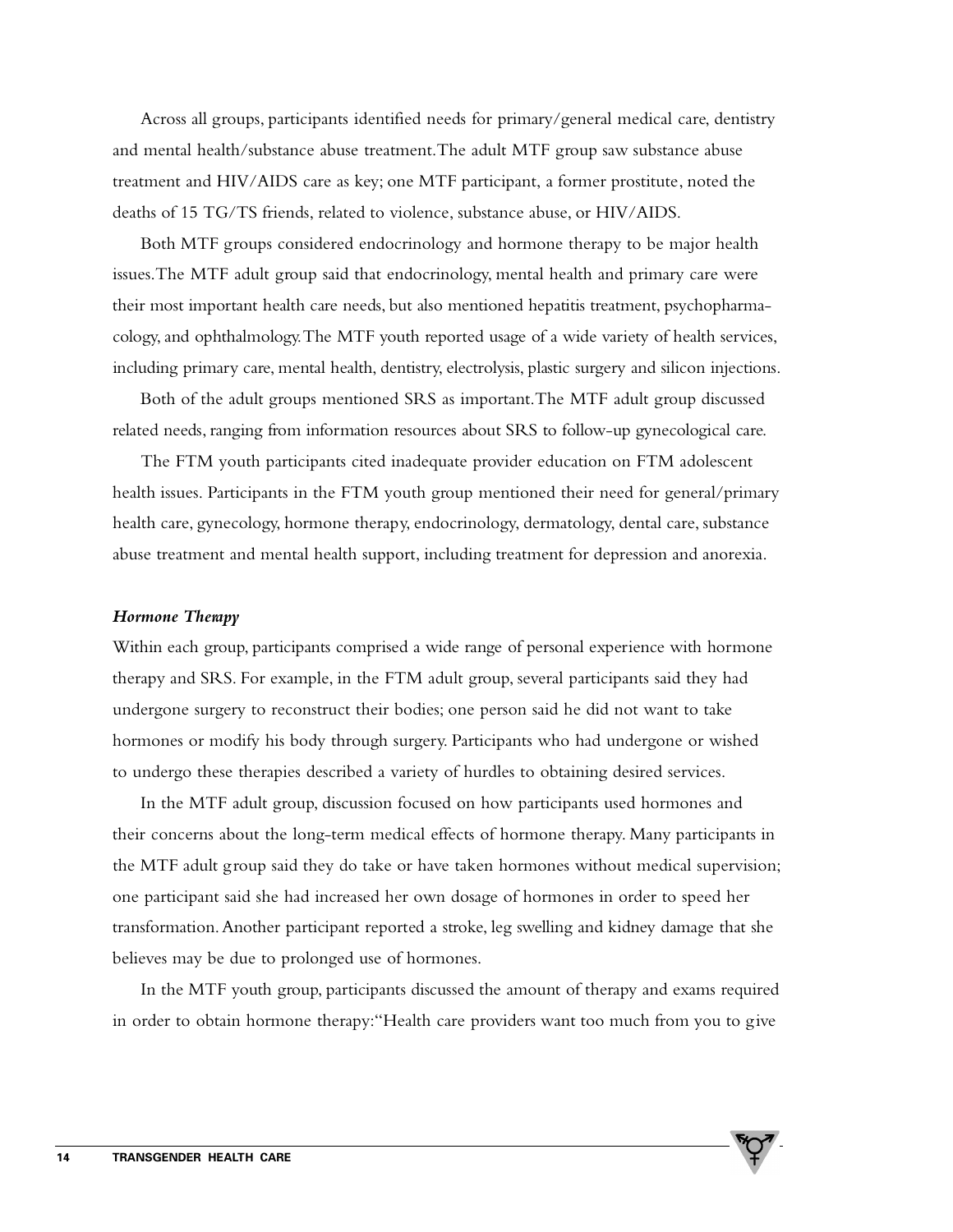Across all groups, participants identified needs for primary/general medical care, dentistry and mental health/substance abuse treatment. The adult MTF group saw substance abuse treatment and HIV/AIDS care as key; one MTF participant, a former prostitute, noted the deaths of 15 TG/TS friends, related to violence, substance abuse, or HIV/AIDS.

Both MTF groups considered endocrinology and hormone therapy to be major health issues. The MTF adult group said that endocrinology, mental health and primary care were their most important health care needs, but also mentioned hepatitis treatment, psychopharmacology, and ophthalmology. The MTF youth reported usage of a wide variety of health services, including primary care, mental health, dentistry, electrolysis, plastic surgery and silicon injections.

Both of the adult groups mentioned SRS as important. The MTF adult group discussed related needs, ranging from information resources about SRS to follow-up gynecological care.

The FTM youth participants cited inadequate provider education on FTM adolescent health issues. Participants in the FTM youth group mentioned their need for general/primary health care, gynecology, hormone therapy, endocrinology, dermatology, dental care, substance abuse treatment and mental health support, including treatment for depression and anorexia.

### *Hormone Therapy*

Within each group, participants comprised a wide range of personal experience with hormone therapy and SRS. For example, in the FTM adult group, several participants said they had undergone surgery to reconstruct their bodies; one person said he did not want to take hormones or modify his body through surgery. Participants who had undergone or wished to undergo these therapies described a variety of hurdles to obtaining desired services.

In the MTF adult group, discussion focused on how participants used hormones and their concerns about the long-term medical effects of hormone therapy. Many participants in the MTF adult group said they do take or have taken hormones without medical supervision; one participant said she had increased her own dosage of hormones in order to speed her transformation. Another participant reported a stroke, leg swelling and kidney damage that she believes may be due to prolonged use of hormones.

In the MTF youth group, participants discussed the amount of therapy and exams required in order to obtain hormone therapy: "Health care providers want too much from you to give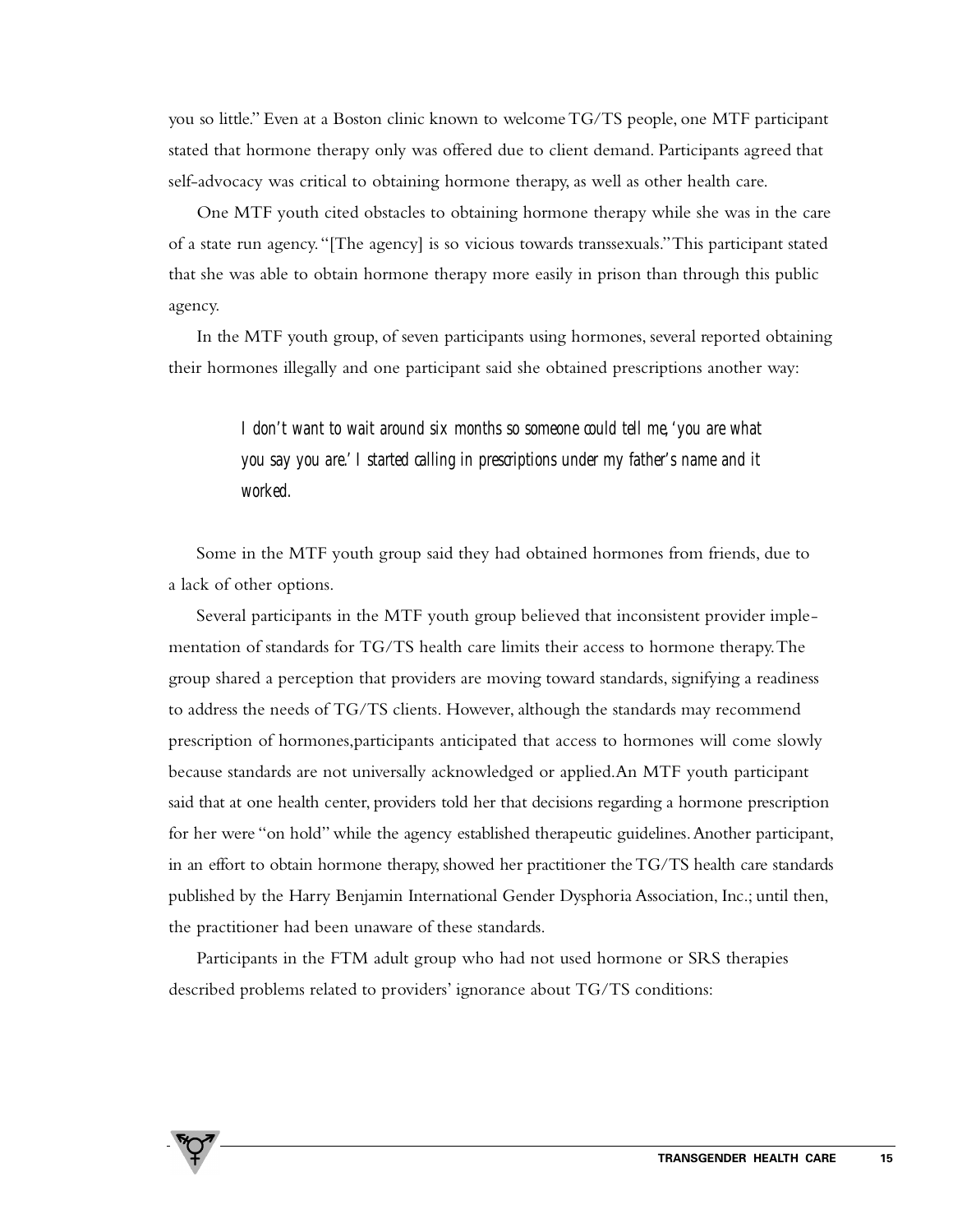you so little." Even at a Boston clinic known to welcome TG/TS people, one MTF participant stated that hormone therapy only was offered due to client demand. Participants agreed that self-advocacy was critical to obtaining hormone therapy, as well as other health care.

One MTF youth cited obstacles to obtaining hormone therapy while she was in the care of a state run agency. "[The agency] is so vicious towards transsexuals." This participant stated that she was able to obtain hormone therapy more easily in prison than through this public agency.

In the MTF youth group, of seven participants using hormones, several reported obtaining their hormones illegally and one participant said she obtained prescriptions another way:

> *I don't want to wait around six months so someone could tell me, 'you are what you say you are.' I started calling in prescriptions under my father's name and it worked.*

Some in the MTF youth group said they had obtained hormones from friends, due to a lack of other options.

Several participants in the MTF youth group believed that inconsistent provider implementation of standards for TG/TS health care limits their access to hormone therapy. The group shared a perception that providers are moving toward standards, signifying a readiness to address the needs of TG/TS clients. However, although the standards may recommend prescription of hormones, participants anticipated that access to hormones will come slowly because standards are not universally acknowledged or applied. An MTF youth participant said that at one health center, providers told her that decisions regarding a hormone prescription for her were "on hold" while the agency established therapeutic guidelines. Another participant, in an effort to obtain hormone therapy, showed her practitioner the TG/TS health care standards published by the Harry Benjamin International Gender Dysphoria Association, Inc.; until then, the practitioner had been unaware of these standards.

Participants in the FTM adult group who had not used hormone or SRS therapies described problems related to providers' ignorance about TG/TS conditions: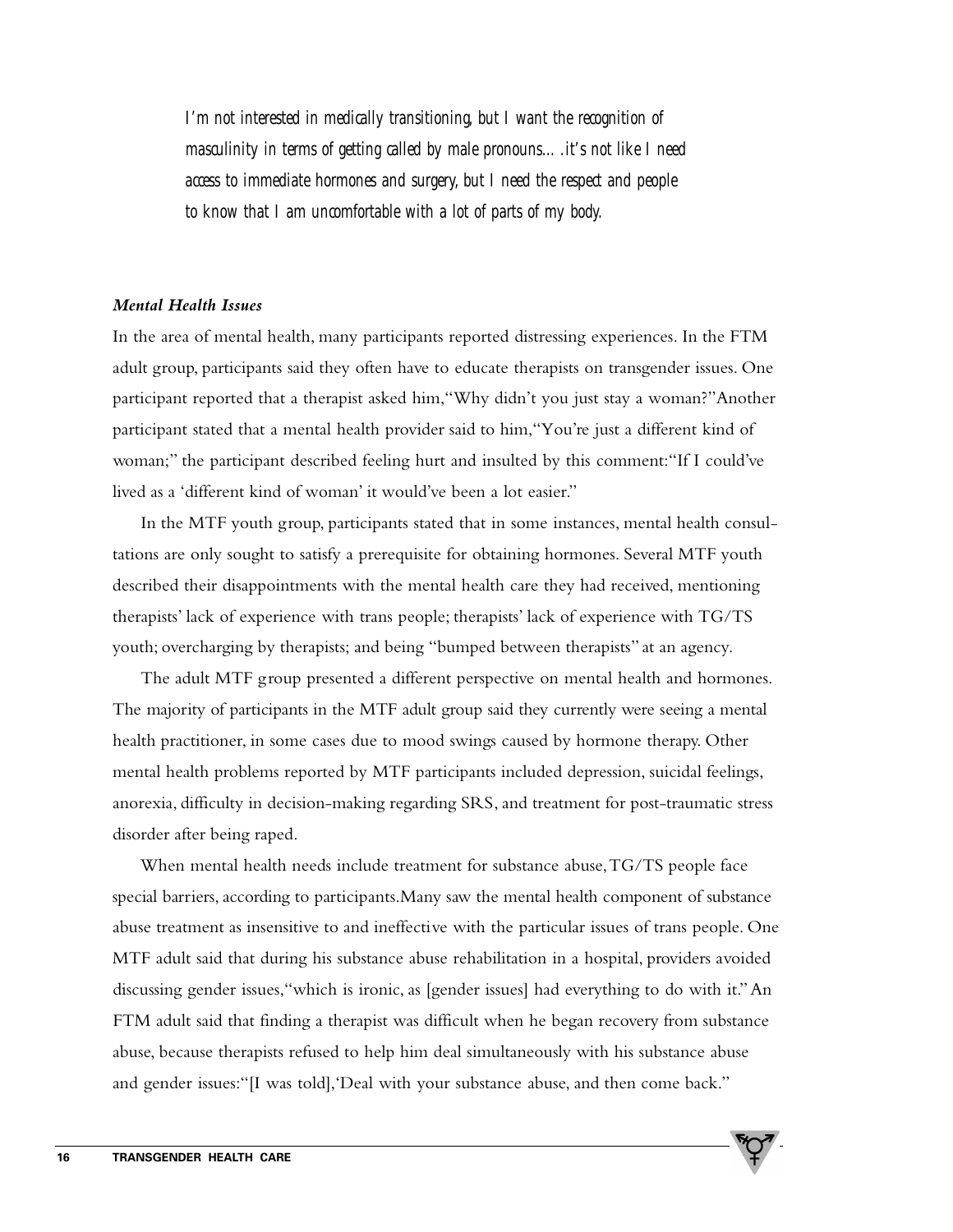*I'm not interested in medically transitioning, but I want the recognition of masculinity in terms of getting called by male pronouns… .it's not like I need access to immediate hormones and surgery, but I need the respect and people to know that I am uncomfortable with a lot of parts of my body.*

### *Mental Health Issues*

In the area of mental health, many participants reported distressing experiences. In the FTM adult group, participants said they often have to educate therapists on transgender issues. One participant reported that a therapist asked him,"Why didn't you just stay a woman?"Another participant stated that a mental health provider said to him,"You're just a different kind of woman;" the participant described feeling hurt and insulted by this comment:"If I could've lived as a 'different kind of woman' it would've been a lot easier."

In the MTF youth group, participants stated that in some instances, mental health consultations are only sought to satisfy a prerequisite for obtaining hormones. Several MTF youth described their disappointments with the mental health care they had received, mentioning therapists' lack of experience with trans people; therapists' lack of experience with TG/TS youth; overcharging by therapists; and being "bumped between therapists" at an agency.

The adult MTF group presented a different perspective on mental health and hormones. The majority of participants in the MTF adult group said they currently were seeing a mental health practitioner, in some cases due to mood swings caused by hormone therapy. Other mental health problems reported by MTF participants included depression, suicidal feelings, anorexia, difficulty in decision-making regarding SRS, and treatment for post-traumatic stress disorder after being raped.

When mental health needs include treatment for substance abuse,TG/TS people face special barriers, according to participants.Many saw the mental health component of substance abuse treatment as insensitive to and ineffective with the particular issues of trans people. One MTF adult said that during his substance abuse rehabilitation in a hospital, providers avoided discussing gender issues,"which is ironic, as [gender issues] had everything to do with it."An FTM adult said that finding a therapist was difficult when he began recovery from substance abuse, because therapists refused to help him deal simultaneously with his substance abuse and gender issues:"[I was told],'Deal with your substance abuse, and then come back."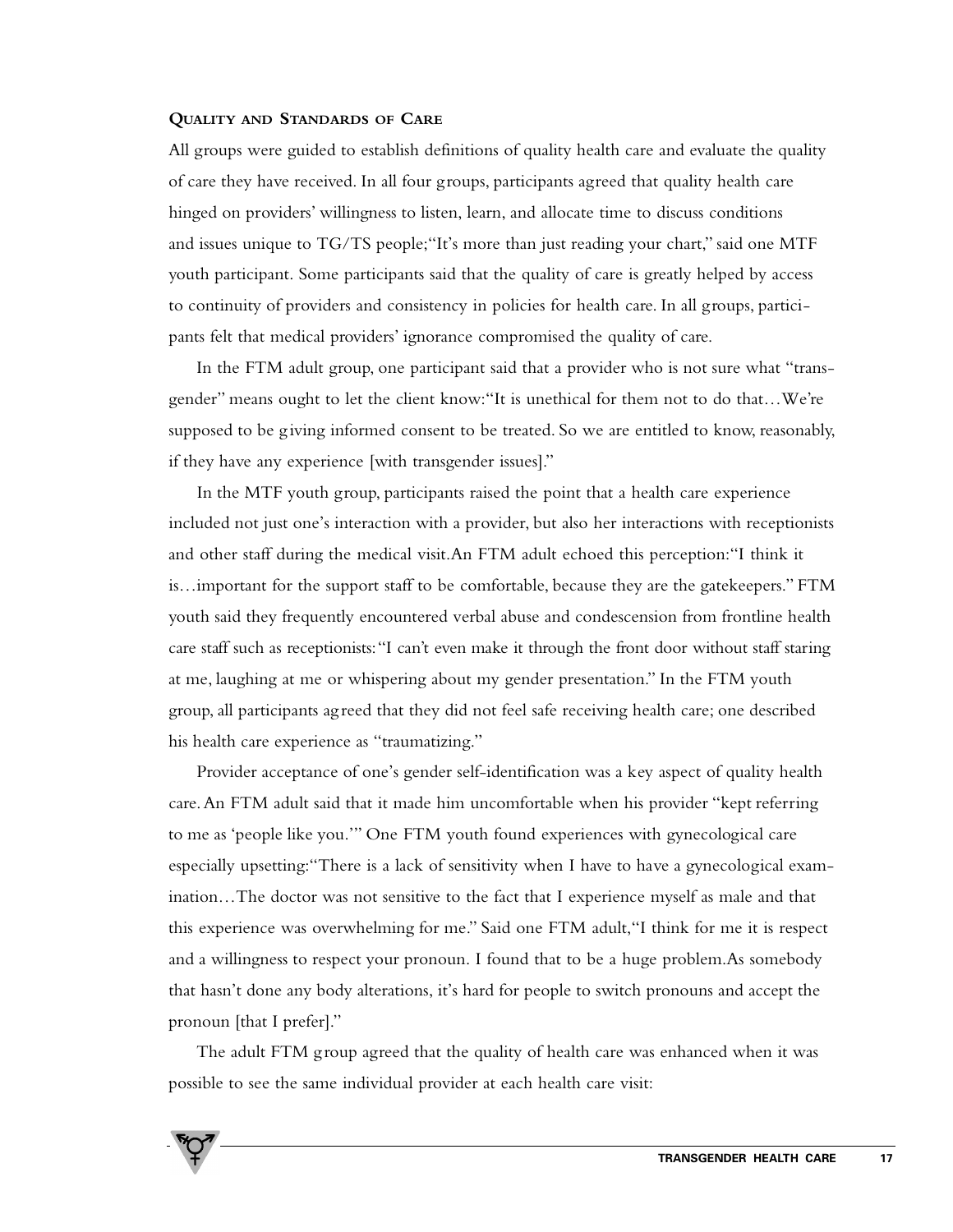### Quality and Standards of Care

All groups were guided to establish definitions of quality health care and evaluate the quality of care they have received. In all four groups, participants agreed that quality health care hinged on providers' willingness to listen, learn, and allocate time to discuss conditions and issues unique to TG/TS people; "It's more than just reading your chart," said one MTF youth participant. Some participants said that the quality of care is greatly helped by access to continuity of providers and consistency in policies for health care. In all groups, participants felt that medical providers' ignorance compromised the quality of care.

In the FTM adult group, one participant said that a provider who is not sure what "transgender" means ought to let the client know: "It is unethical for them not to do that…We're supposed to be giving informed consent to be treated. So we are entitled to know, reasonably, if they have any experience [with transgender issues]."

In the MTF youth group, participants raised the point that a health care experience included not just one's interaction with a provider, but also her interactions with receptionists and other staff during the medical visit. An FTM adult echoed this perception: "I think it is…important for the support staff to be comfortable, because they are the gatekeepers." FTM youth said they frequently encountered verbal abuse and condescension from frontline health care staff such as receptionists: "I can't even make it through the front door without staff staring at me, laughing at me or whispering about my gender presentation." In the FTM youth group, all participants agreed that they did not feel safe receiving health care; one described his health care experience as "traumatizing."

Provider acceptance of one's gender self-identification was a key aspect of quality health care. An FTM adult said that it made him uncomfortable when his provider "kept referring to me as 'people like you.'" One FTM youth found experiences with gynecological care especially upsetting: "There is a lack of sensitivity when I have to have a gynecological examination…The doctor was not sensitive to the fact that I experience myself as male and that this experience was overwhelming for me." Said one FTM adult, "I think for me it is respect and a willingness to respect your pronoun. I found that to be a huge problem. As somebody that hasn't done any body alterations, it's hard for people to switch pronouns and accept the pronoun [that I prefer]."

The adult FTM group agreed that the quality of health care was enhanced when it was possible to see the same individual provider at each health care visit: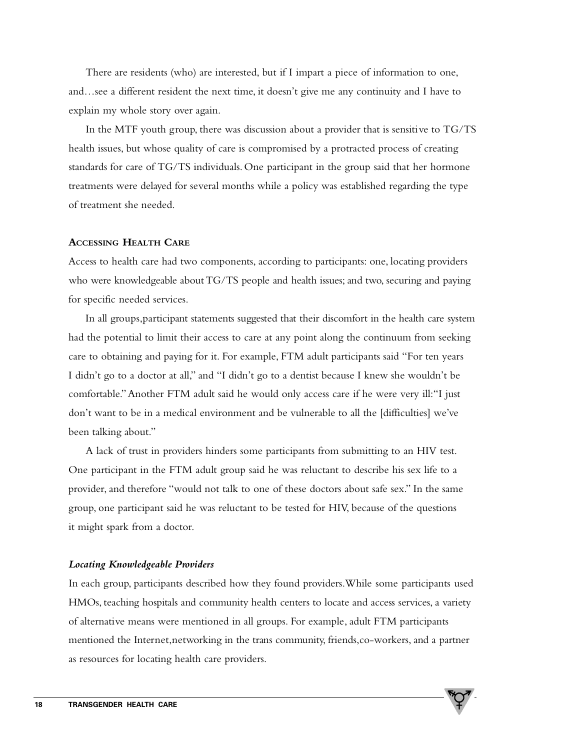There are residents (who) are interested, but if I impart a piece of information to one, and…see a different resident the next time, it doesn't give me any continuity and I have to explain my whole story over again.

In the MTF youth group, there was discussion about a provider that is sensitive to TG/TS health issues, but whose quality of care is compromised by a protracted process of creating standards for care of TG/TS individuals. One participant in the group said that her hormone treatments were delayed for several months while a policy was established regarding the type of treatment she needed.

### ACCESSING HEALTH CARE

Access to health care had two components, according to participants: one, locating providers who were knowledgeable about TG/TS people and health issues; and two, securing and paying for specific needed services.

In all groups, participant statements suggested that their discomfort in the health care system had the potential to limit their access to care at any point along the continuum from seeking care to obtaining and paying for it. For example, FTM adult participants said "For ten years I didn't go to a doctor at all," and "I didn't go to a dentist because I knew she wouldn't be comfortable." Another FTM adult said he would only access care if he were very ill: "I just don't want to be in a medical environment and be vulnerable to all the [difficulties] we've been talking about."

A lack of trust in providers hinders some participants from submitting to an HIV test. One participant in the FTM adult group said he was reluctant to describe his sex life to a provider, and therefore "would not talk to one of these doctors about safe sex." In the same group, one participant said he was reluctant to be tested for HIV, because of the questions it might spark from a doctor.

#### *Locating Knowledgeable Providers*

In each group, participants described how they found providers. While some participants used HMOs, teaching hospitals and community health centers to locate and access services, a variety of alternative means were mentioned in all groups. For example, adult FTM participants mentioned the Internet, networking in the trans community, friends, co-workers, and a partner as resources for locating health care providers.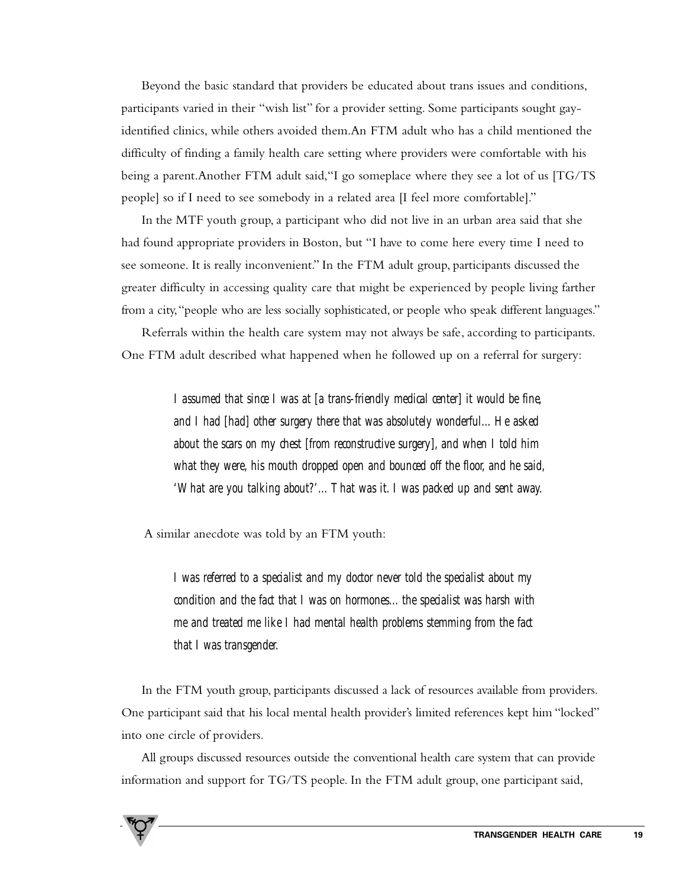Beyond the basic standard that providers be educated about trans issues and conditions, participants varied in their "wish list" for a provider setting. Some participants sought gay-identified clinics, while others avoided them. An FTM adult who has a child mentioned the difficulty of finding a family health care setting where providers were comfortable with his being a parent. Another FTM adult said, "I go someplace where they see a lot of us [TG/TS people] so if I need to see somebody in a related area [I feel more comfortable]."

In the MTF youth group, a participant who did not live in an urban area said that she had found appropriate providers in Boston, but "I have to come here every time I need to see someone. It is really inconvenient." In the FTM adult group, participants discussed the greater difficulty in accessing quality care that might be experienced by people living farther from a city, "people who are less socially sophisticated, or people who speak different languages."

Referrals within the health care system may not always be safe, according to participants. One FTM adult described what happened when he followed up on a referral for surgery:

> *I assumed that since I was at [a trans-friendly medical center] it would be fine, and I had [had] other surgery there that was absolutely wonderful... He asked about the scars on my chest [from reconstructive surgery], and when I told him what they were, his mouth dropped open and bounced off the floor, and he said, 'What are you talking about?'... That was it. I was packed up and sent away.*

A similar anecdote was told by an FTM youth:

> *I was referred to a specialist and my doctor never told the specialist about my condition and the fact that I was on hormones... the specialist was harsh with me and treated me like I had mental health problems stemming from the fact that I was transgender.*

In the FTM youth group, participants discussed a lack of resources available from providers. One participant said that his local mental health provider's limited references kept him "locked" into one circle of providers.

All groups discussed resources outside the conventional health care system that can provide information and support for TG/TS people. In the FTM adult group, one participant said,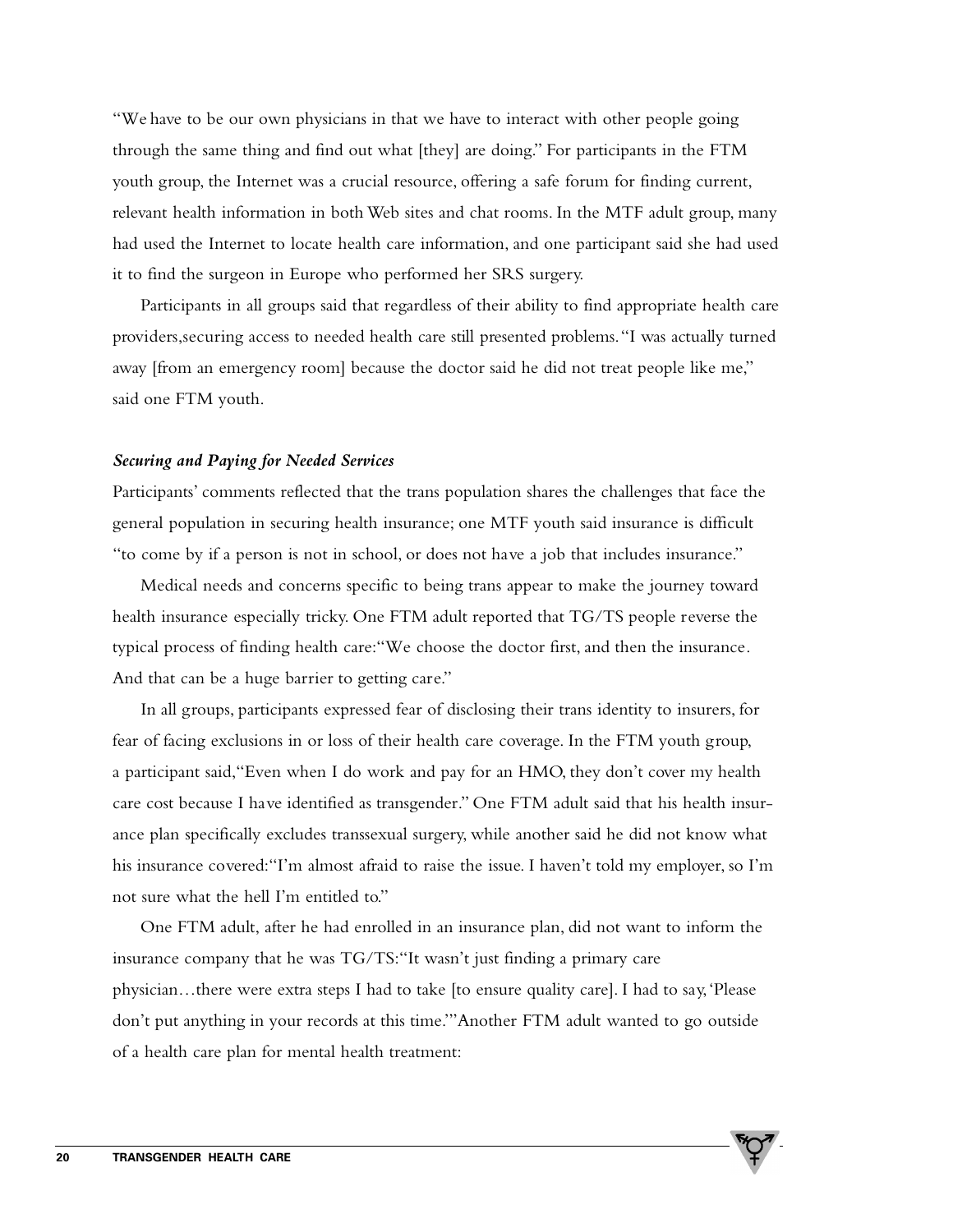"We have to be our own physicians in that we have to interact with other people going through the same thing and find out what [they] are doing." For participants in the FTM youth group, the Internet was a crucial resource, offering a safe forum for finding current, relevant health information in both Web sites and chat rooms. In the MTF adult group, many had used the Internet to locate health care information, and one participant said she had used it to find the surgeon in Europe who performed her SRS surgery.

Participants in all groups said that regardless of their ability to find appropriate health care providers,securing access to needed health care still presented problems. "I was actually turned away [from an emergency room] because the doctor said he did not treat people like me," said one FTM youth.

### *Securing and Paying for Needed Services*

Participants' comments reflected that the trans population shares the challenges that face the general population in securing health insurance; one MTF youth said insurance is difficult "to come by if a person is not in school, or does not have a job that includes insurance."

Medical needs and concerns specific to being trans appear to make the journey toward health insurance especially tricky. One FTM adult reported that TG/TS people reverse the typical process of finding health care:"We choose the doctor first, and then the insurance. And that can be a huge barrier to getting care."

In all groups, participants expressed fear of disclosing their trans identity to insurers, for fear of facing exclusions in or loss of their health care coverage. In the FTM youth group, a participant said,"Even when I do work and pay for an HMO, they don't cover my health care cost because I have identified as transgender." One FTM adult said that his health insurance plan specifically excludes transsexual surgery, while another said he did not know what his insurance covered:"I'm almost afraid to raise the issue. I haven't told my employer, so I'm not sure what the hell I'm entitled to."

One FTM adult, after he had enrolled in an insurance plan, did not want to inform the insurance company that he was TG/TS:"It wasn't just finding a primary care physician…there were extra steps I had to take [to ensure quality care]. I had to say, 'Please don't put anything in your records at this time.'"Another FTM adult wanted to go outside of a health care plan for mental health treatment: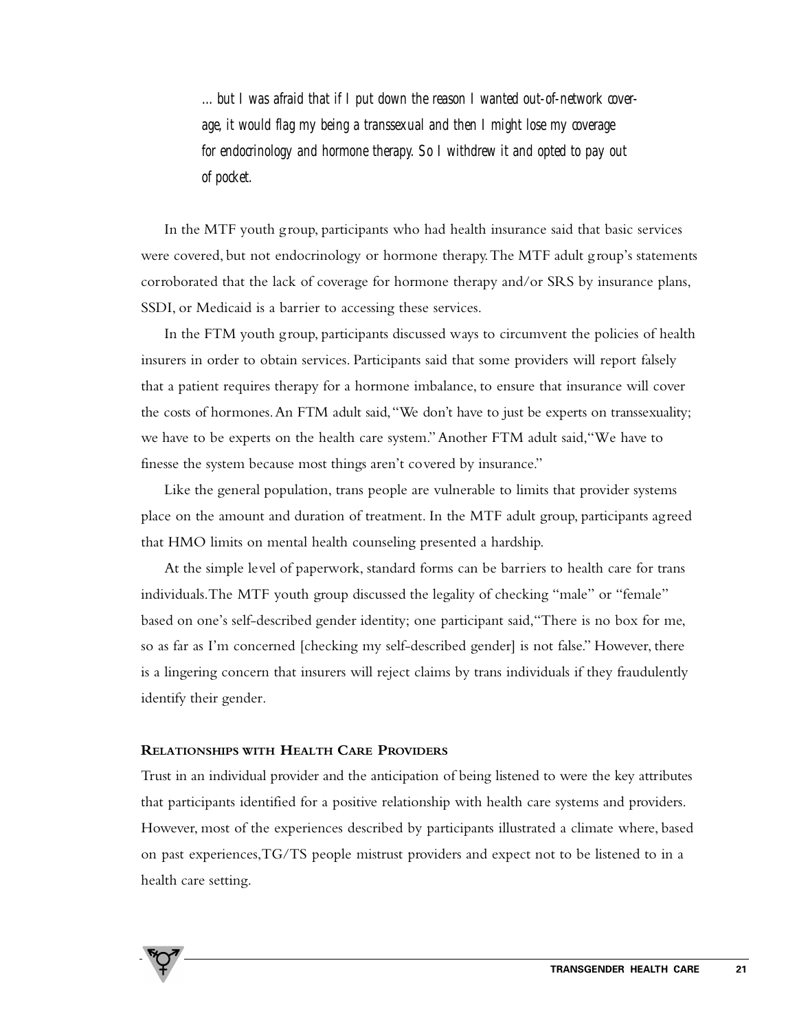*... but I was afraid that if I put down the reason I wanted out-of-network coverage, it would flag my being a transsexual and then I might lose my coverage for endocrinology and hormone therapy. So I withdrew it and opted to pay out of pocket.*

In the MTF youth group, participants who had health insurance said that basic services were covered, but not endocrinology or hormone therapy. The MTF adult group's statements corroborated that the lack of coverage for hormone therapy and/or SRS by insurance plans, SSDI, or Medicaid is a barrier to accessing these services.

In the FTM youth group, participants discussed ways to circumvent the policies of health insurers in order to obtain services. Participants said that some providers will report falsely that a patient requires therapy for a hormone imbalance, to ensure that insurance will cover the costs of hormones. An FTM adult said, "We don't have to just be experts on transsexuality; we have to be experts on the health care system." Another FTM adult said, "We have to finesse the system because most things aren't covered by insurance."

Like the general population, trans people are vulnerable to limits that provider systems place on the amount and duration of treatment. In the MTF adult group, participants agreed that HMO limits on mental health counseling presented a hardship.

At the simple level of paperwork, standard forms can be barriers to health care for trans individuals. The MTF youth group discussed the legality of checking "male" or "female" based on one's self-described gender identity; one participant said, "There is no box for me, so as far as I'm concerned [checking my self-described gender] is not false." However, there is a lingering concern that insurers will reject claims by trans individuals if they fraudulently identify their gender.

#### Relationships with Health Care Providers

Trust in an individual provider and the anticipation of being listened to were the key attributes that participants identified for a positive relationship with health care systems and providers. However, most of the experiences described by participants illustrated a climate where, based on past experiences, TG/TS people mistrust providers and expect not to be listened to in a health care setting.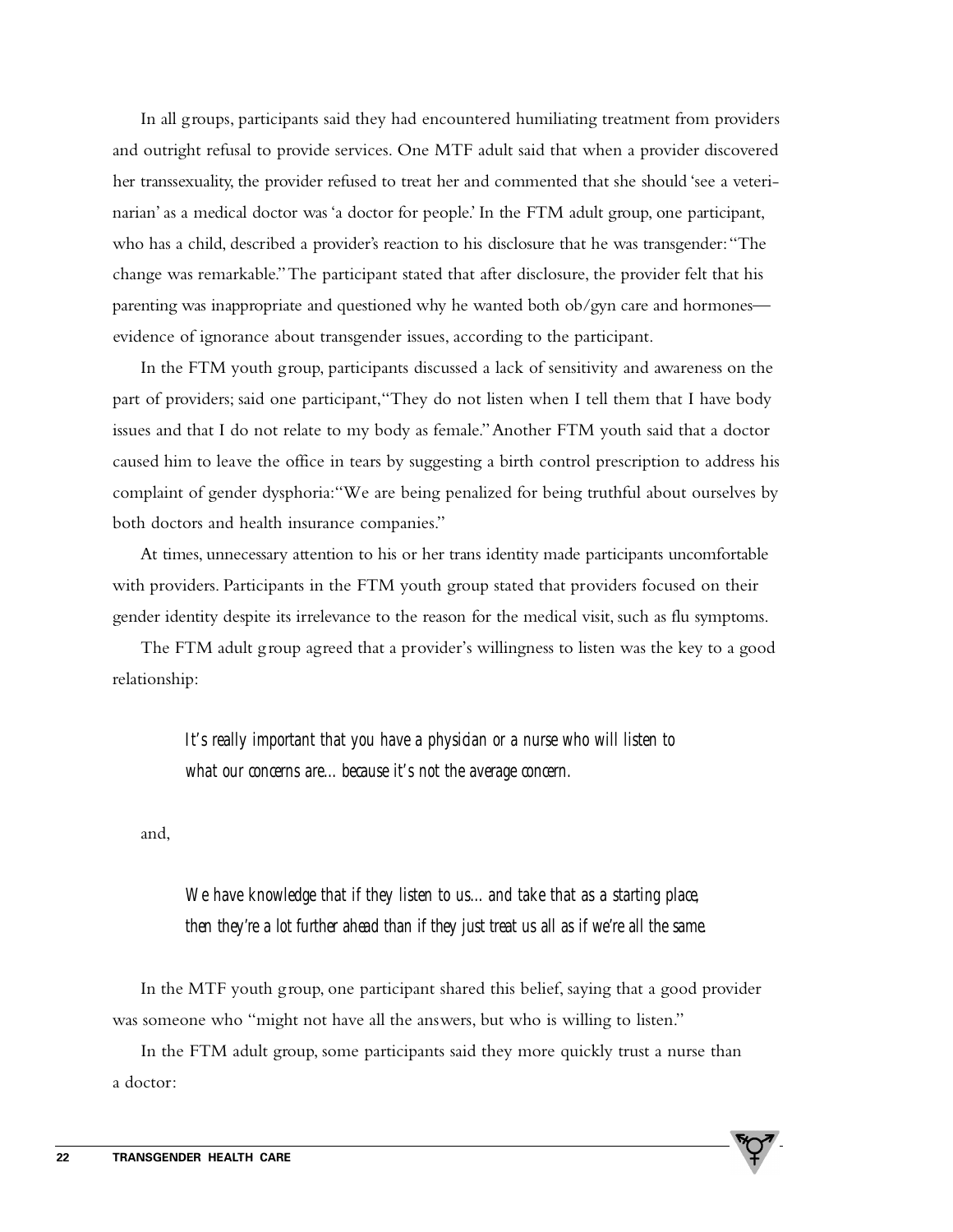In all groups, participants said they had encountered humiliating treatment from providers and outright refusal to provide services. One MTF adult said that when a provider discovered her transsexuality, the provider refused to treat her and commented that she should 'see a veterinarian' as a medical doctor was 'a doctor for people.' In the FTM adult group, one participant, who has a child, described a provider's reaction to his disclosure that he was transgender: "The change was remarkable." The participant stated that after disclosure, the provider felt that his parenting was inappropriate and questioned why he wanted both ob/gyn care and hormones—evidence of ignorance about transgender issues, according to the participant.

In the FTM youth group, participants discussed a lack of sensitivity and awareness on the part of providers; said one participant, "They do not listen when I tell them that I have body issues and that I do not relate to my body as female." Another FTM youth said that a doctor caused him to leave the office in tears by suggesting a birth control prescription to address his complaint of gender dysphoria: "We are being penalized for being truthful about ourselves by both doctors and health insurance companies."

At times, unnecessary attention to his or her trans identity made participants uncomfortable with providers. Participants in the FTM youth group stated that providers focused on their gender identity despite its irrelevance to the reason for the medical visit, such as flu symptoms.

The FTM adult group agreed that a provider's willingness to listen was the key to a good relationship:

> *It's really important that you have a physician or a nurse who will listen to what our concerns are... because it's not the average concern.*

and,

> *We have knowledge that if they listen to us... and take that as a starting place, then they're a lot further ahead than if they just treat us all as if we're all the same.*

In the MTF youth group, one participant shared this belief, saying that a good provider was someone who "might not have all the answers, but who is willing to listen."

In the FTM adult group, some participants said they more quickly trust a nurse than a doctor: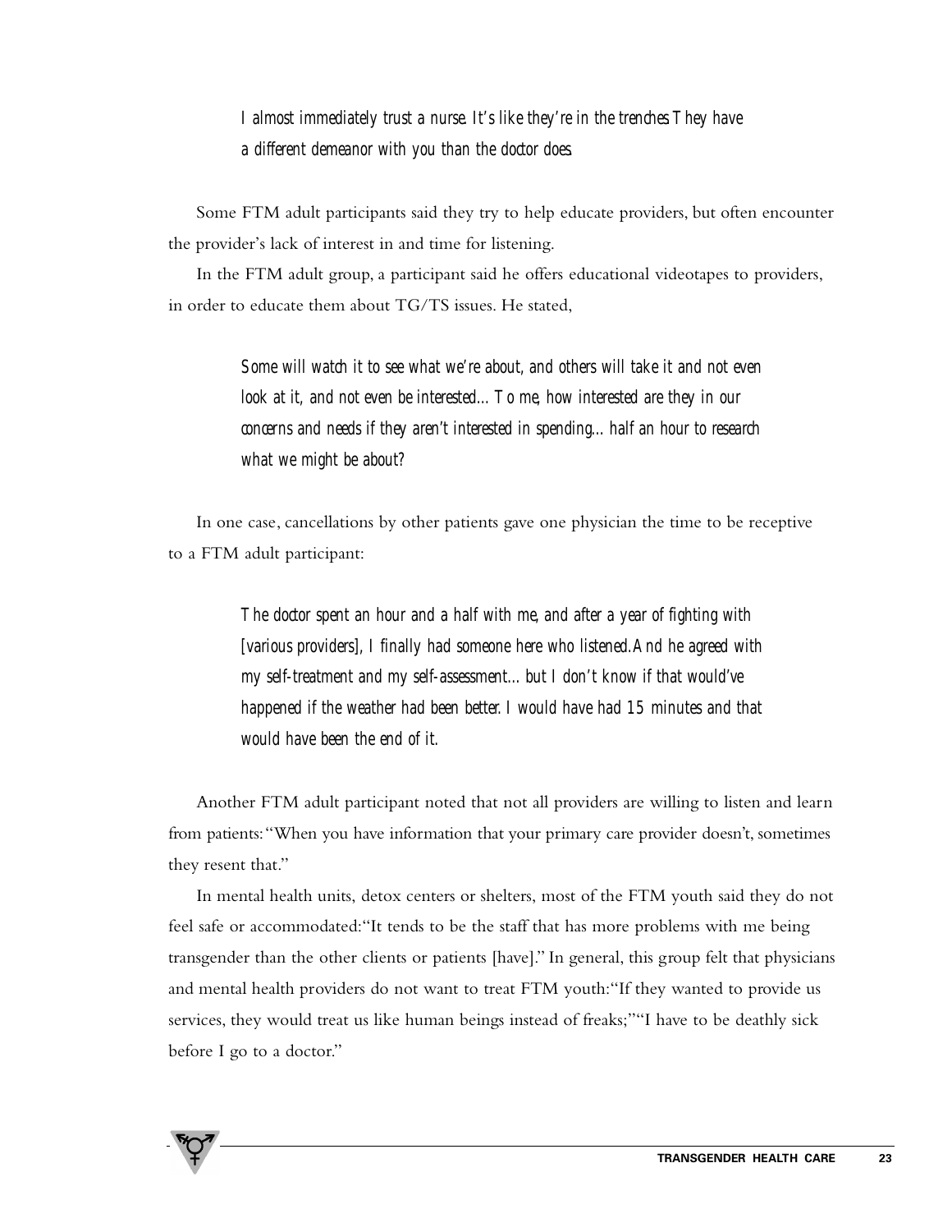> *I almost immediately trust a nurse. It's like they're in the trenches. They have a different demeanor with you than the doctor does.*

Some FTM adult participants said they try to help educate providers, but often encounter the provider's lack of interest in and time for listening.

In the FTM adult group, a participant said he offers educational videotapes to providers, in order to educate them about TG/TS issues. He stated,

> *Some will watch it to see what we're about, and others will take it and not even look at it, and not even be interested... To me, how interested are they in our concerns and needs if they aren't interested in spending... half an hour to research what we might be about?*

In one case, cancellations by other patients gave one physician the time to be receptive to a FTM adult participant:

> *The doctor spent an hour and a half with me, and after a year of fighting with [various providers], I finally had someone here who listened. And he agreed with my self-treatment and my self-assessment... but I don't know if that would've happened if the weather had been better. I would have had 15 minutes and that would have been the end of it.*

Another FTM adult participant noted that not all providers are willing to listen and learn from patients: "When you have information that your primary care provider doesn't, sometimes they resent that."

In mental health units, detox centers or shelters, most of the FTM youth said they do not feel safe or accommodated: "It tends to be the staff that has more problems with me being transgender than the other clients or patients [have]." In general, this group felt that physicians and mental health providers do not want to treat FTM youth: "If they wanted to provide us services, they would treat us like human beings instead of freaks;" "I have to be deathly sick before I go to a doctor."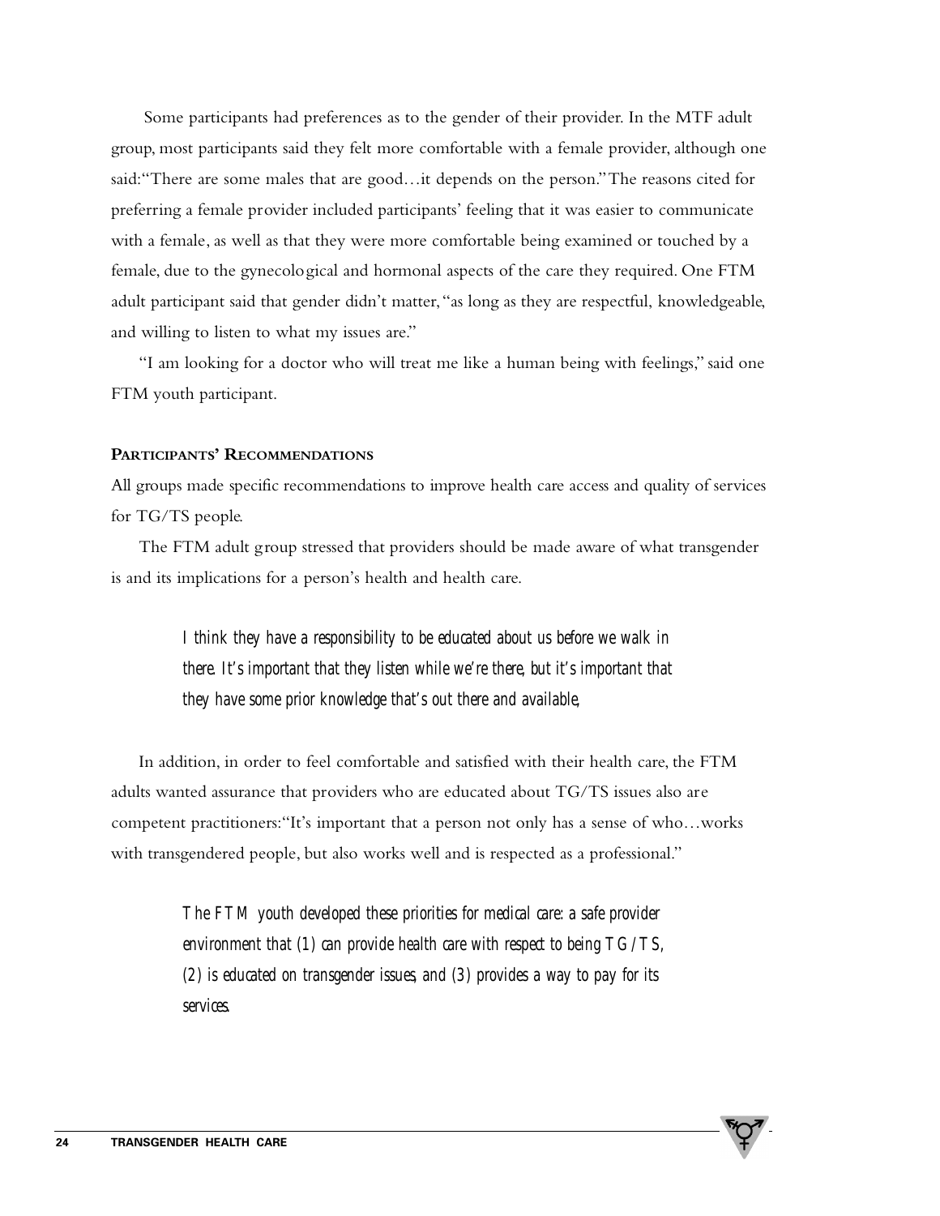Some participants had preferences as to the gender of their provider. In the MTF adult group, most participants said they felt more comfortable with a female provider, although one said: "There are some males that are good…it depends on the person." The reasons cited for preferring a female provider included participants' feeling that it was easier to communicate with a female, as well as that they were more comfortable being examined or touched by a female, due to the gynecological and hormonal aspects of the care they required. One FTM adult participant said that gender didn't matter, "as long as they are respectful, knowledgeable, and willing to listen to what my issues are."

"I am looking for a doctor who will treat me like a human being with feelings," said one FTM youth participant.

### Participants' Recommendations

All groups made specific recommendations to improve health care access and quality of services for TG/TS people.

The FTM adult group stressed that providers should be made aware of what transgender is and its implications for a person's health and health care.

> *I think they have a responsibility to be educated about us before we walk in there. It's important that they listen while we're there, but it's important that they have some prior knowledge that's out there and available.*

In addition, in order to feel comfortable and satisfied with their health care, the FTM adults wanted assurance that providers who are educated about TG/TS issues also are competent practitioners: "It's important that a person not only has a sense of who…works with transgendered people, but also works well and is respected as a professional."

> *The FTM youth developed these priorities for medical care: a safe provider environment that (1) can provide health care with respect to being TG/TS, (2) is educated on transgender issues, and (3) provides a way to pay for its services.*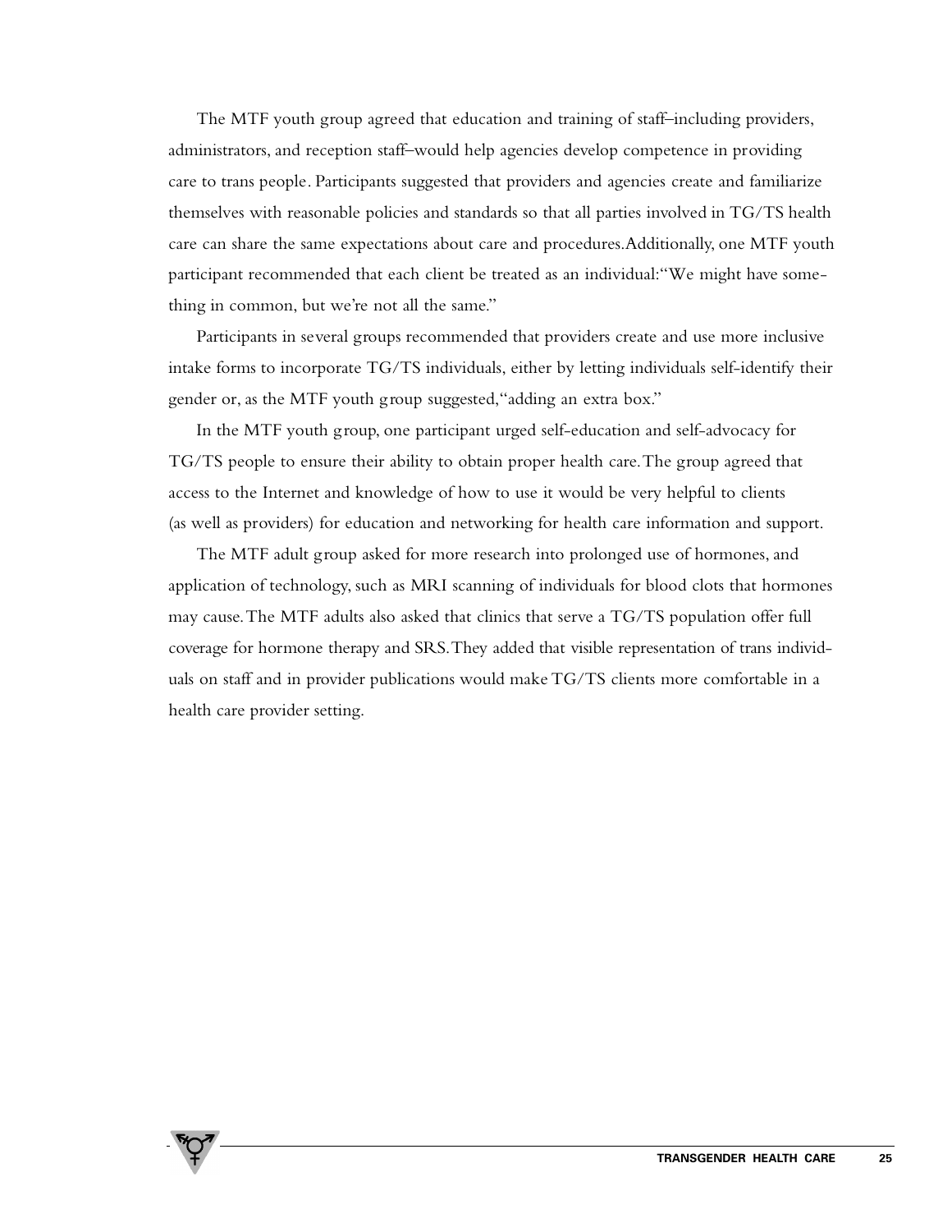The MTF youth group agreed that education and training of staff–including providers, administrators, and reception staff–would help agencies develop competence in providing care to trans people. Participants suggested that providers and agencies create and familiarize themselves with reasonable policies and standards so that all parties involved in TG/TS health care can share the same expectations about care and procedures. Additionally, one MTF youth participant recommended that each client be treated as an individual: "We might have something in common, but we're not all the same."

Participants in several groups recommended that providers create and use more inclusive intake forms to incorporate TG/TS individuals, either by letting individuals self-identify their gender or, as the MTF youth group suggested, "adding an extra box."

In the MTF youth group, one participant urged self-education and self-advocacy for TG/TS people to ensure their ability to obtain proper health care. The group agreed that access to the Internet and knowledge of how to use it would be very helpful to clients (as well as providers) for education and networking for health care information and support.

The MTF adult group asked for more research into prolonged use of hormones, and application of technology, such as MRI scanning of individuals for blood clots that hormones may cause. The MTF adults also asked that clinics that serve a TG/TS population offer full coverage for hormone therapy and SRS. They added that visible representation of trans individuals on staff and in provider publications would make TG/TS clients more comfortable in a health care provider setting.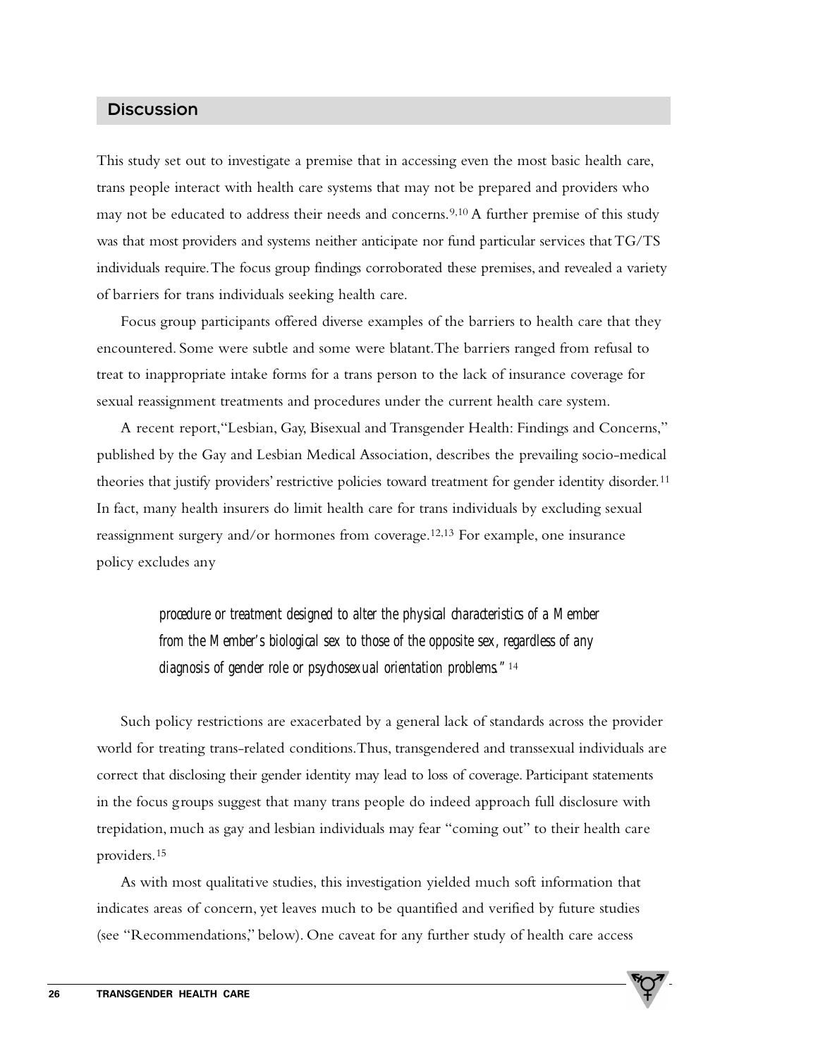## Discussion

This study set out to investigate a premise that in accessing even the most basic health care, trans people interact with health care systems that may not be prepared and providers who may not be educated to address their needs and concerns.[9,10] A further premise of this study was that most providers and systems neither anticipate nor fund particular services that TG/TS individuals require. The focus group findings corroborated these premises, and revealed a variety of barriers for trans individuals seeking health care.

Focus group participants offered diverse examples of the barriers to health care that they encountered. Some were subtle and some were blatant. The barriers ranged from refusal to treat to inappropriate intake forms for a trans person to the lack of insurance coverage for sexual reassignment treatments and procedures under the current health care system.

A recent report, "Lesbian, Gay, Bisexual and Transgender Health: Findings and Concerns," published by the Gay and Lesbian Medical Association, describes the prevailing socio-medical theories that justify providers' restrictive policies toward treatment for gender identity disorder.[11] In fact, many health insurers do limit health care for trans individuals by excluding sexual reassignment surgery and/or hormones from coverage.[12,13] For example, one insurance policy excludes any

> *procedure or treatment designed to alter the physical characteristics of a Member from the Member's biological sex to those of the opposite sex, regardless of any diagnosis of gender role or psychosexual orientation problems."*[14]

Such policy restrictions are exacerbated by a general lack of standards across the provider world for treating trans-related conditions. Thus, transgendered and transsexual individuals are correct that disclosing their gender identity may lead to loss of coverage. Participant statements in the focus groups suggest that many trans people do indeed approach full disclosure with trepidation, much as gay and lesbian individuals may fear "coming out" to their health care providers.[15]

As with most qualitative studies, this investigation yielded much soft information that indicates areas of concern, yet leaves much to be quantified and verified by future studies (see "Recommendations," below). One caveat for any further study of health care access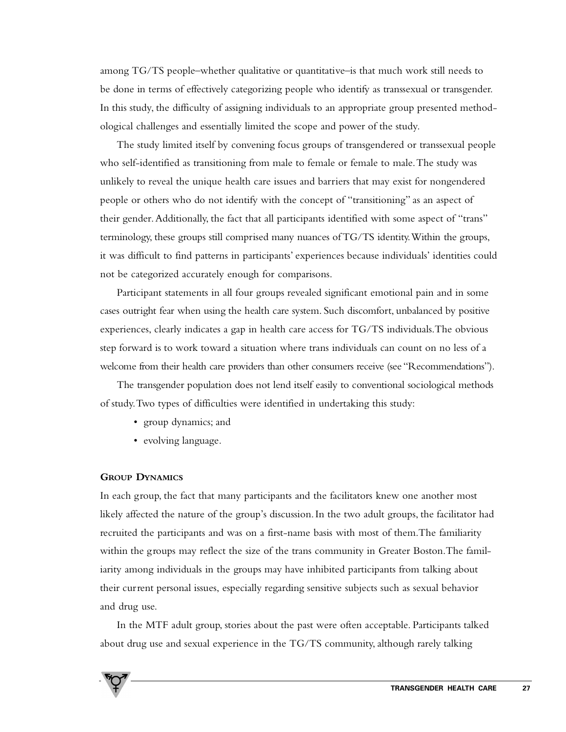among TG/TS people–whether qualitative or quantitative–is that much work still needs to be done in terms of effectively categorizing people who identify as transsexual or transgender. In this study, the difficulty of assigning individuals to an appropriate group presented methodological challenges and essentially limited the scope and power of the study.

The study limited itself by convening focus groups of transgendered or transsexual people who self-identified as transitioning from male to female or female to male. The study was unlikely to reveal the unique health care issues and barriers that may exist for nongendered people or others who do not identify with the concept of "transitioning" as an aspect of their gender. Additionally, the fact that all participants identified with some aspect of "trans" terminology, these groups still comprised many nuances of TG/TS identity. Within the groups, it was difficult to find patterns in participants' experiences because individuals' identities could not be categorized accurately enough for comparisons.

Participant statements in all four groups revealed significant emotional pain and in some cases outright fear when using the health care system. Such discomfort, unbalanced by positive experiences, clearly indicates a gap in health care access for TG/TS individuals. The obvious step forward is to work toward a situation where trans individuals can count on no less of a welcome from their health care providers than other consumers receive (see "Recommendations").

The transgender population does not lend itself easily to conventional sociological methods of study. Two types of difficulties were identified in undertaking this study:

- group dynamics; and
- evolving language.

### Group Dynamics

In each group, the fact that many participants and the facilitators knew one another most likely affected the nature of the group's discussion. In the two adult groups, the facilitator had recruited the participants and was on a first-name basis with most of them. The familiarity within the groups may reflect the size of the trans community in Greater Boston. The familiarity among individuals in the groups may have inhibited participants from talking about their current personal issues, especially regarding sensitive subjects such as sexual behavior and drug use.

In the MTF adult group, stories about the past were often acceptable. Participants talked about drug use and sexual experience in the TG/TS community, although rarely talking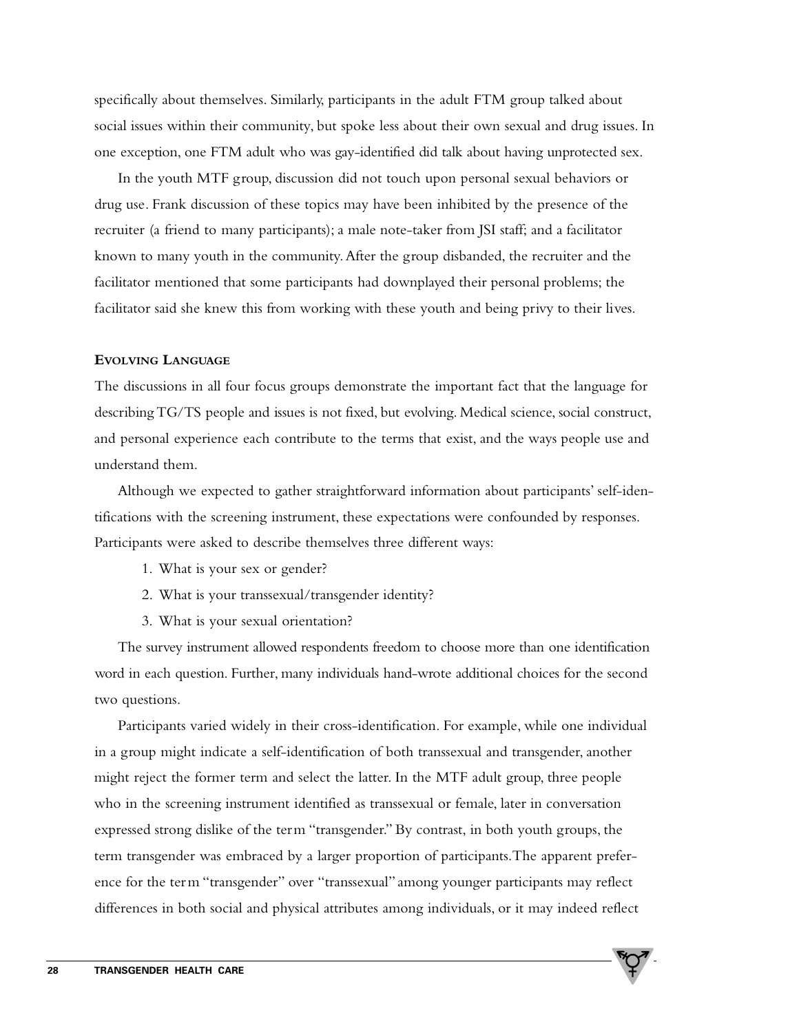specifically about themselves. Similarly, participants in the adult FTM group talked about social issues within their community, but spoke less about their own sexual and drug issues. In one exception, one FTM adult who was gay-identified did talk about having unprotected sex.

In the youth MTF group, discussion did not touch upon personal sexual behaviors or drug use. Frank discussion of these topics may have been inhibited by the presence of the recruiter (a friend to many participants); a male note-taker from JSI staff; and a facilitator known to many youth in the community. After the group disbanded, the recruiter and the facilitator mentioned that some participants had downplayed their personal problems; the facilitator said she knew this from working with these youth and being privy to their lives.

### Evolving Language

The discussions in all four focus groups demonstrate the important fact that the language for describing TG/TS people and issues is not fixed, but evolving. Medical science, social construct, and personal experience each contribute to the terms that exist, and the ways people use and understand them.

Although we expected to gather straightforward information about participants' self-identifications with the screening instrument, these expectations were confounded by responses. Participants were asked to describe themselves three different ways:

1. What is your sex or gender?
2. What is your transsexual/transgender identity?
3. What is your sexual orientation?

The survey instrument allowed respondents freedom to choose more than one identification word in each question. Further, many individuals hand-wrote additional choices for the second two questions.

Participants varied widely in their cross-identification. For example, while one individual in a group might indicate a self-identification of both transsexual and transgender, another might reject the former term and select the latter. In the MTF adult group, three people who in the screening instrument identified as transsexual or female, later in conversation expressed strong dislike of the term "transgender." By contrast, in both youth groups, the term transgender was embraced by a larger proportion of participants. The apparent preference for the term "transgender" over "transsexual" among younger participants may reflect differences in both social and physical attributes among individuals, or it may indeed reflect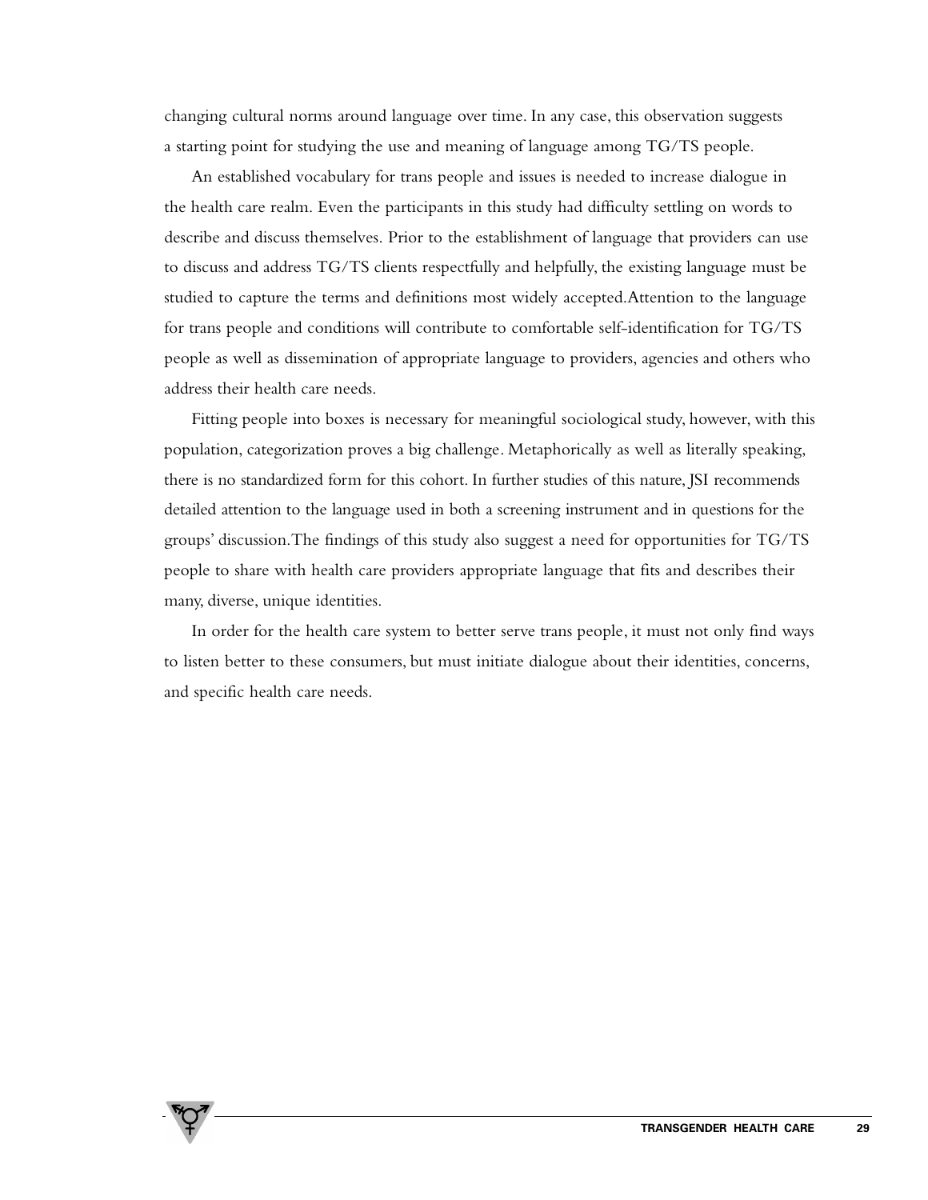changing cultural norms around language over time. In any case, this observation suggests a starting point for studying the use and meaning of language among TG/TS people.

An established vocabulary for trans people and issues is needed to increase dialogue in the health care realm. Even the participants in this study had difficulty settling on words to describe and discuss themselves. Prior to the establishment of language that providers can use to discuss and address TG/TS clients respectfully and helpfully, the existing language must be studied to capture the terms and definitions most widely accepted.Attention to the language for trans people and conditions will contribute to comfortable self-identification for TG/TS people as well as dissemination of appropriate language to providers, agencies and others who address their health care needs.

Fitting people into boxes is necessary for meaningful sociological study, however, with this population, categorization proves a big challenge. Metaphorically as well as literally speaking, there is no standardized form for this cohort. In further studies of this nature, JSI recommends detailed attention to the language used in both a screening instrument and in questions for the groups' discussion.The findings of this study also suggest a need for opportunities for TG/TS people to share with health care providers appropriate language that fits and describes their many, diverse, unique identities.

In order for the health care system to better serve trans people, it must not only find ways to listen better to these consumers, but must initiate dialogue about their identities, concerns, and specific health care needs.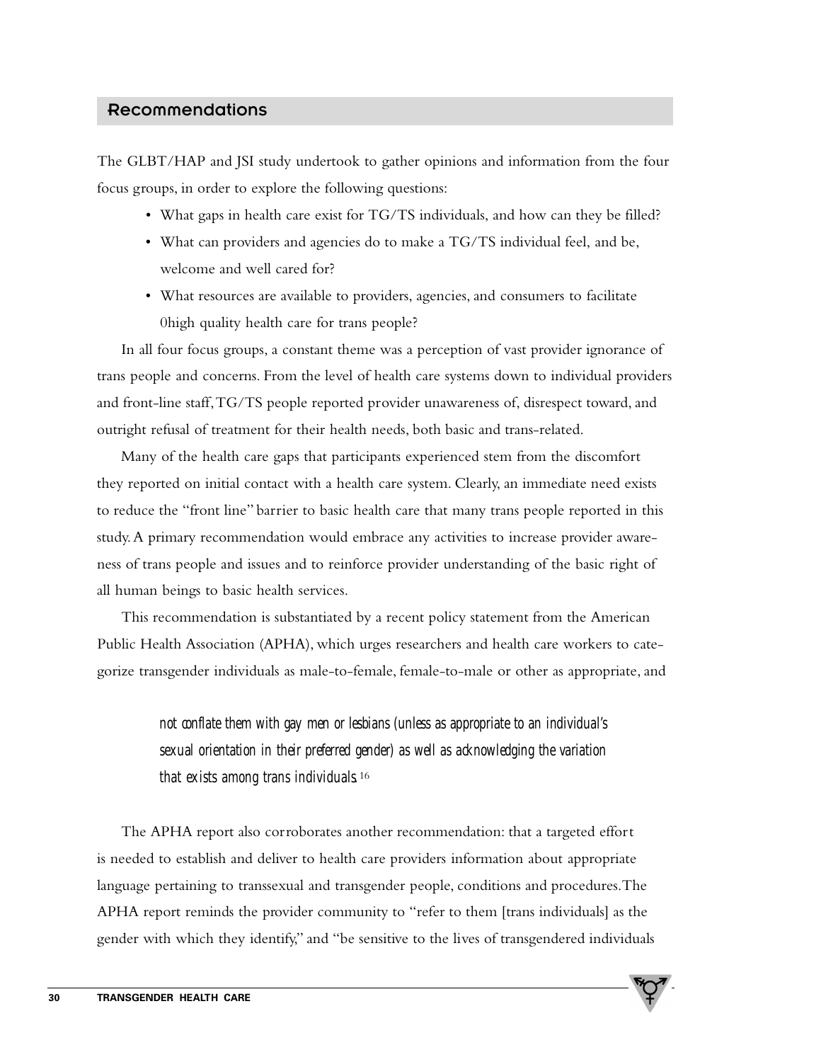## Recommendations

The GLBT/HAP and JSI study undertook to gather opinions and information from the four focus groups, in order to explore the following questions:

- What gaps in health care exist for TG/TS individuals, and how can they be filled?
- What can providers and agencies do to make a TG/TS individual feel, and be, welcome and well cared for?
- What resources are available to providers, agencies, and consumers to facilitate 0high quality health care for trans people?

In all four focus groups, a constant theme was a perception of vast provider ignorance of trans people and concerns. From the level of health care systems down to individual providers and front-line staff, TG/TS people reported provider unawareness of, disrespect toward, and outright refusal of treatment for their health needs, both basic and trans-related.

Many of the health care gaps that participants experienced stem from the discomfort they reported on initial contact with a health care system. Clearly, an immediate need exists to reduce the "front line" barrier to basic health care that many trans people reported in this study. A primary recommendation would embrace any activities to increase provider awareness of trans people and issues and to reinforce provider understanding of the basic right of all human beings to basic health services.

This recommendation is substantiated by a recent policy statement from the American Public Health Association (APHA), which urges researchers and health care workers to categorize transgender individuals as male-to-female, female-to-male or other as appropriate, and

> *not conflate them with gay men or lesbians (unless as appropriate to an individual's sexual orientation in their preferred gender) as well as acknowledging the variation that exists among trans individuals.*[16]

The APHA report also corroborates another recommendation: that a targeted effort is needed to establish and deliver to health care providers information about appropriate language pertaining to transsexual and transgender people, conditions and procedures. The APHA report reminds the provider community to "refer to them [trans individuals] as the gender with which they identify," and "be sensitive to the lives of transgendered individuals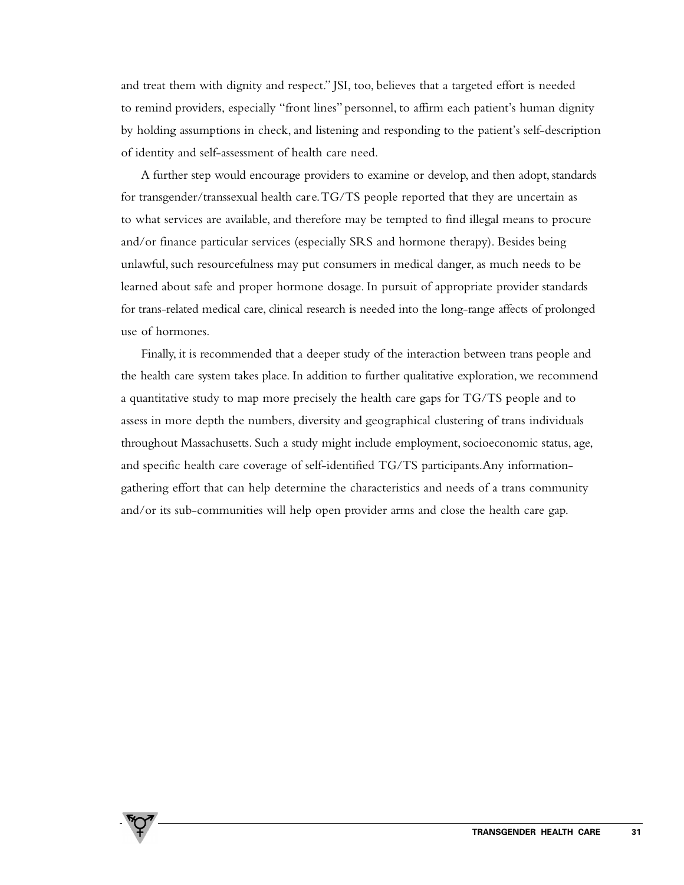and treat them with dignity and respect." JSI, too, believes that a targeted effort is needed to remind providers, especially "front lines" personnel, to affirm each patient's human dignity by holding assumptions in check, and listening and responding to the patient's self-description of identity and self-assessment of health care need.

A further step would encourage providers to examine or develop, and then adopt, standards for transgender/transsexual health care. TG/TS people reported that they are uncertain as to what services are available, and therefore may be tempted to find illegal means to procure and/or finance particular services (especially SRS and hormone therapy). Besides being unlawful, such resourcefulness may put consumers in medical danger, as much needs to be learned about safe and proper hormone dosage. In pursuit of appropriate provider standards for trans-related medical care, clinical research is needed into the long-range affects of prolonged use of hormones.

Finally, it is recommended that a deeper study of the interaction between trans people and the health care system takes place. In addition to further qualitative exploration, we recommend a quantitative study to map more precisely the health care gaps for TG/TS people and to assess in more depth the numbers, diversity and geographical clustering of trans individuals throughout Massachusetts. Such a study might include employment, socioeconomic status, age, and specific health care coverage of self-identified TG/TS participants. Any information-gathering effort that can help determine the characteristics and needs of a trans community and/or its sub-communities will help open provider arms and close the health care gap.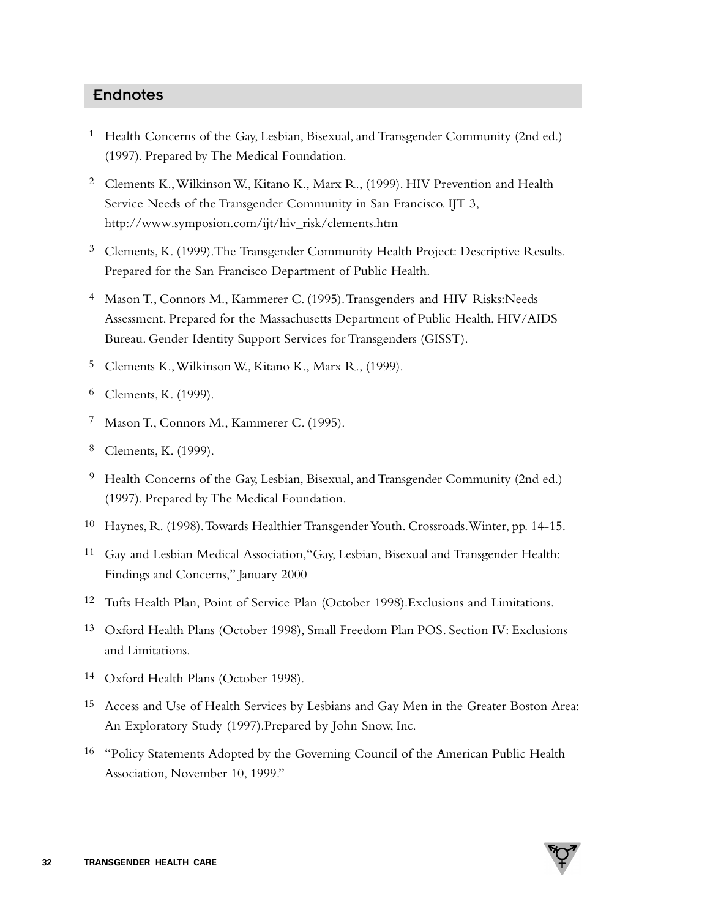## Endnotes

1. Health Concerns of the Gay, Lesbian, Bisexual, and Transgender Community (2nd ed.) (1997). Prepared by The Medical Foundation.
2. Clements K., Wilkinson W., Kitano K., Marx R., (1999). HIV Prevention and Health Service Needs of the Transgender Community in San Francisco. IJT 3, http://www.symposion.com/ijt/hiv_risk/clements.htm
3. Clements, K. (1999). The Transgender Community Health Project: Descriptive Results. Prepared for the San Francisco Department of Public Health.
4. Mason T., Connors M., Kammerer C. (1995). Transgenders and HIV Risks:Needs Assessment. Prepared for the Massachusetts Department of Public Health, HIV/AIDS Bureau. Gender Identity Support Services for Transgenders (GISST).
5. Clements K., Wilkinson W., Kitano K., Marx R., (1999).
6. Clements, K. (1999).
7. Mason T., Connors M., Kammerer C. (1995).
8. Clements, K. (1999).
9. Health Concerns of the Gay, Lesbian, Bisexual, and Transgender Community (2nd ed.) (1997). Prepared by The Medical Foundation.
10. Haynes, R. (1998). Towards Healthier Transgender Youth. Crossroads. Winter, pp. 14-15.
11. Gay and Lesbian Medical Association, "Gay, Lesbian, Bisexual and Transgender Health: Findings and Concerns," January 2000
12. Tufts Health Plan, Point of Service Plan (October 1998). Exclusions and Limitations.
13. Oxford Health Plans (October 1998), Small Freedom Plan POS. Section IV: Exclusions and Limitations.
14. Oxford Health Plans (October 1998).
15. Access and Use of Health Services by Lesbians and Gay Men in the Greater Boston Area: An Exploratory Study (1997). Prepared by John Snow, Inc.
16. "Policy Statements Adopted by the Governing Council of the American Public Health Association, November 10, 1999."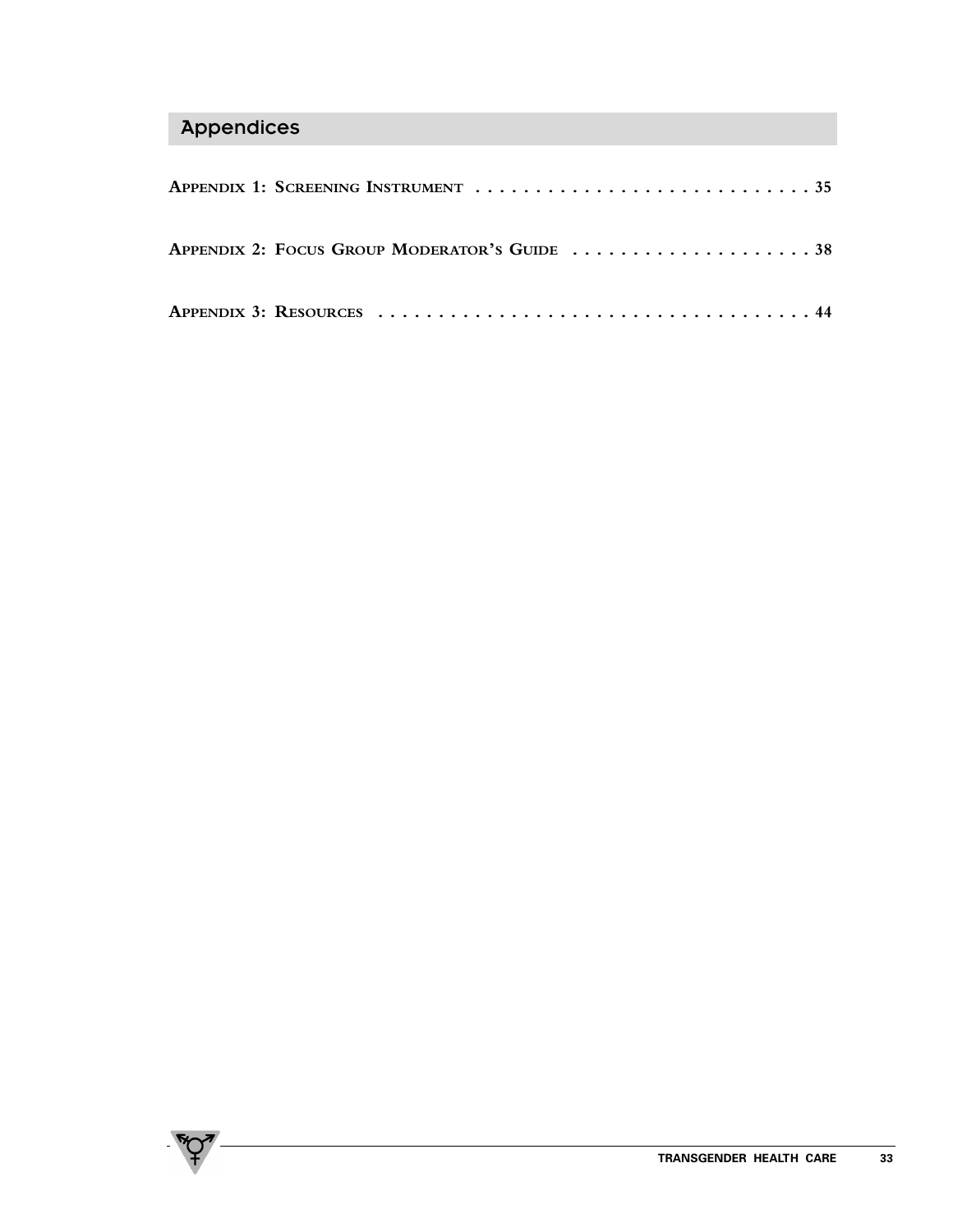## Appendices

APPENDIX 1: SCREENING INSTRUMENT . . . . . . . . . . . . . . . . . . . . . . . . . . . . . 35

APPENDIX 2: FOCUS GROUP MODERATOR'S GUIDE . . . . . . . . . . . . . . . . . . . . . 38

APPENDIX 3: RESOURCES . . . . . . . . . . . . . . . . . . . . . . . . . . . . . . . . . . . . . 44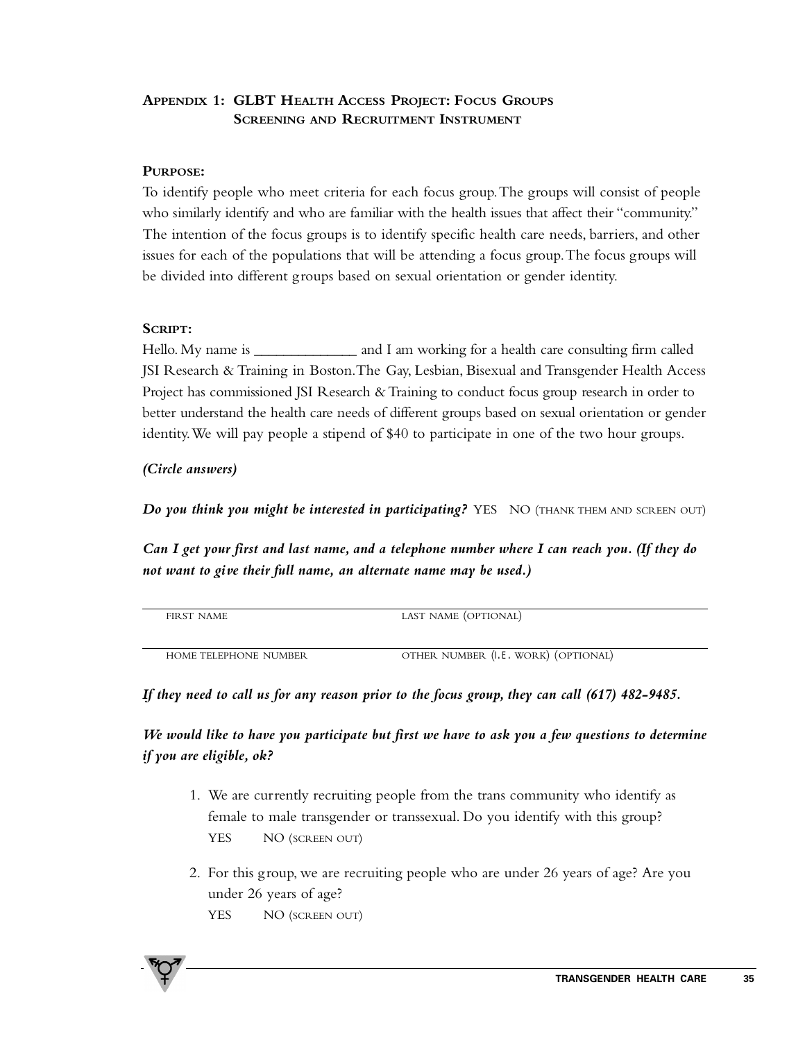## Appendix 1: GLBT Health Access Project: Focus Groups Screening and Recruitment Instrument

**Purpose:**

To identify people who meet criteria for each focus group. The groups will consist of people who similarly identify and who are familiar with the health issues that affect their "community." The intention of the focus groups is to identify specific health care needs, barriers, and other issues for each of the populations that will be attending a focus group. The focus groups will be divided into different groups based on sexual orientation or gender identity.

**Script:**

Hello. My name is _____________ and I am working for a health care consulting firm called JSI Research & Training in Boston. The Gay, Lesbian, Bisexual and Transgender Health Access Project has commissioned JSI Research & Training to conduct focus group research in order to better understand the health care needs of different groups based on sexual orientation or gender identity. We will pay people a stipend of $40 to participate in one of the two hour groups.

***(Circle answers)***

***Do you think you might be interested in participating?*** YES NO (THANK THEM AND SCREEN OUT)

***Can I get your first and last name, and a telephone number where I can reach you. (If they do not want to give their full name, an alternate name may be used.)***

| FIRST NAME | LAST NAME (OPTIONAL) |
|---|---|
| HOME TELEPHONE NUMBER | OTHER NUMBER (I.E. WORK) (OPTIONAL) |

***If they need to call us for any reason prior to the focus group, they can call (617) 482-9485.***

***We would like to have you participate but first we have to ask you a few questions to determine if you are eligible, ok?***

1. We are currently recruiting people from the trans community who identify as female to male transgender or transsexual. Do you identify with this group?
   YES NO (SCREEN OUT)

2. For this group, we are recruiting people who are under 26 years of age? Are you under 26 years of age?
   YES NO (SCREEN OUT)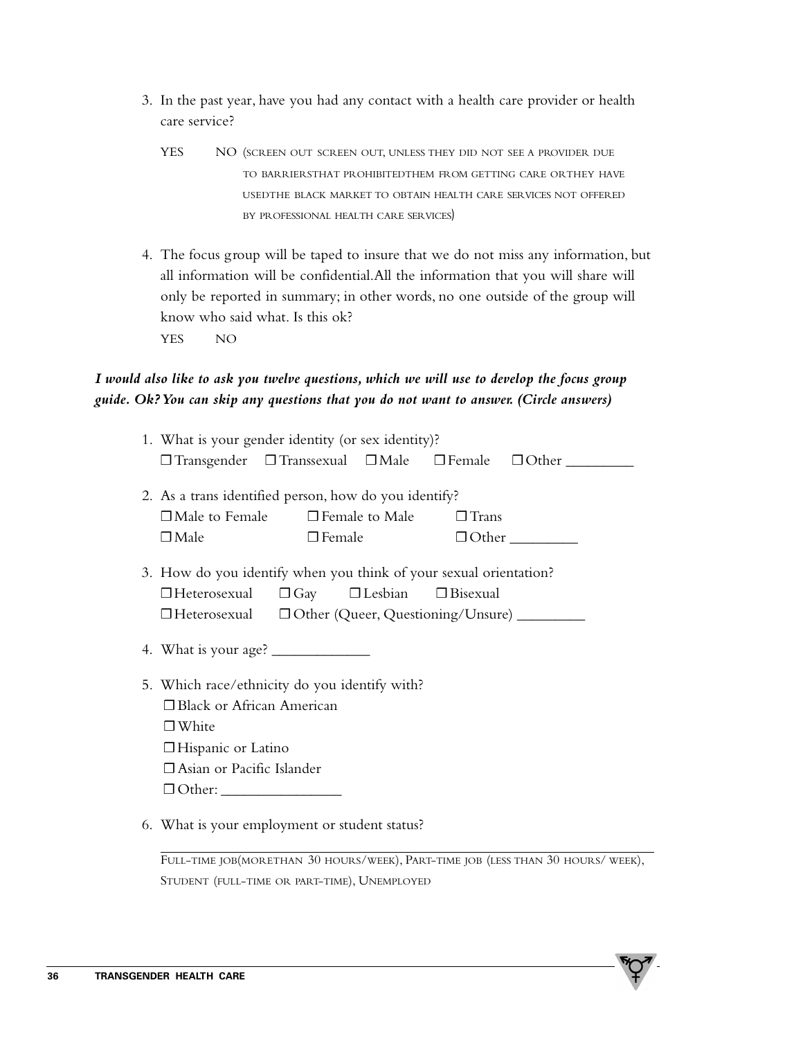3. In the past year, have you had any contact with a health care provider or health care service?

   YES     NO (SCREEN OUT SCREEN OUT, UNLESS THEY DID NOT SEE A PROVIDER DUE TO BARRIERSTHAT PROHIBITEDTHEM FROM GETTING CARE ORTHEY HAVE USEDTHE BLACK MARKET TO OBTAIN HEALTH CARE SERVICES NOT OFFERED BY PROFESSIONAL HEALTH CARE SERVICES)

4. The focus group will be taped to insure that we do not miss any information, but all information will be confidential.All the information that you will share will only be reported in summary; in other words, no one outside of the group will know who said what. Is this ok?

   YES     NO

***I would also like to ask you twelve questions, which we will use to develop the focus group guide. Ok? You can skip any questions that you do not want to answer. (Circle answers)***

1. What is your gender identity (or sex identity)?

   ❑ Transgender   ❑ Transsexual   ❑ Male   ❑ Female   ❑ Other _________

2. As a trans identified person, how do you identify?

   ❑ Male to Female   ❑ Female to Male   ❑ Trans

   ❑ Male   ❑ Female   ❑ Other _________

3. How do you identify when you think of your sexual orientation?

   ❑ Heterosexual   ❑ Gay   ❑ Lesbian   ❑ Bisexual

   ❑ Heterosexual   ❑ Other (Queer, Questioning/Unsure) _________

4. What is your age? _____________

5. Which race/ethnicity do you identify with?

   ❑ Black or African American

   ❑ White

   ❑ Hispanic or Latino

   ❑ Asian or Pacific Islander

   ❑ Other: ________________

6. What is your employment or student status?

   ___________________________________________

   FULL-TIME JOB(MORETHAN 30 HOURS/WEEK), PART-TIME JOB (LESS THAN 30 HOURS/ WEEK), STUDENT (FULL-TIME OR PART-TIME), UNEMPLOYED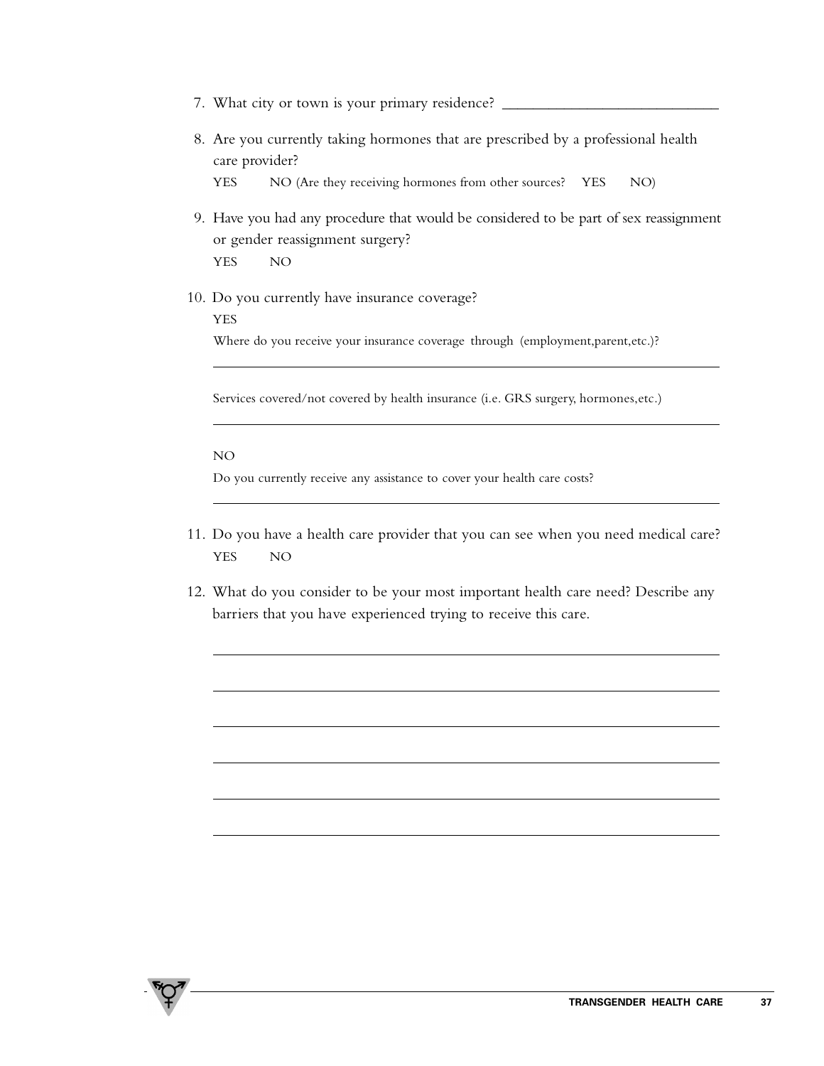7. What city or town is your primary residence? ____________________________

8. Are you currently taking hormones that are prescribed by a professional health care provider?

   YES NO (Are they receiving hormones from other sources? YES NO)

9. Have you had any procedure that would be considered to be part of sex reassignment or gender reassignment surgery?

   YES NO

10. Do you currently have insurance coverage?

    YES

    Where do you receive your insurance coverage through (employment,parent,etc.)?

    ________________________________________________________________

    Services covered/not covered by health insurance (i.e. GRS surgery, hormones,etc.)

    ________________________________________________________________

    NO

    Do you currently receive any assistance to cover your health care costs?

    ________________________________________________________________

11. Do you have a health care provider that you can see when you need medical care?

    YES NO

12. What do you consider to be your most important health care need? Describe any barriers that you have experienced trying to receive this care.

    ________________________________________________________________

    ________________________________________________________________

    ________________________________________________________________

    ________________________________________________________________

    ________________________________________________________________

    ________________________________________________________________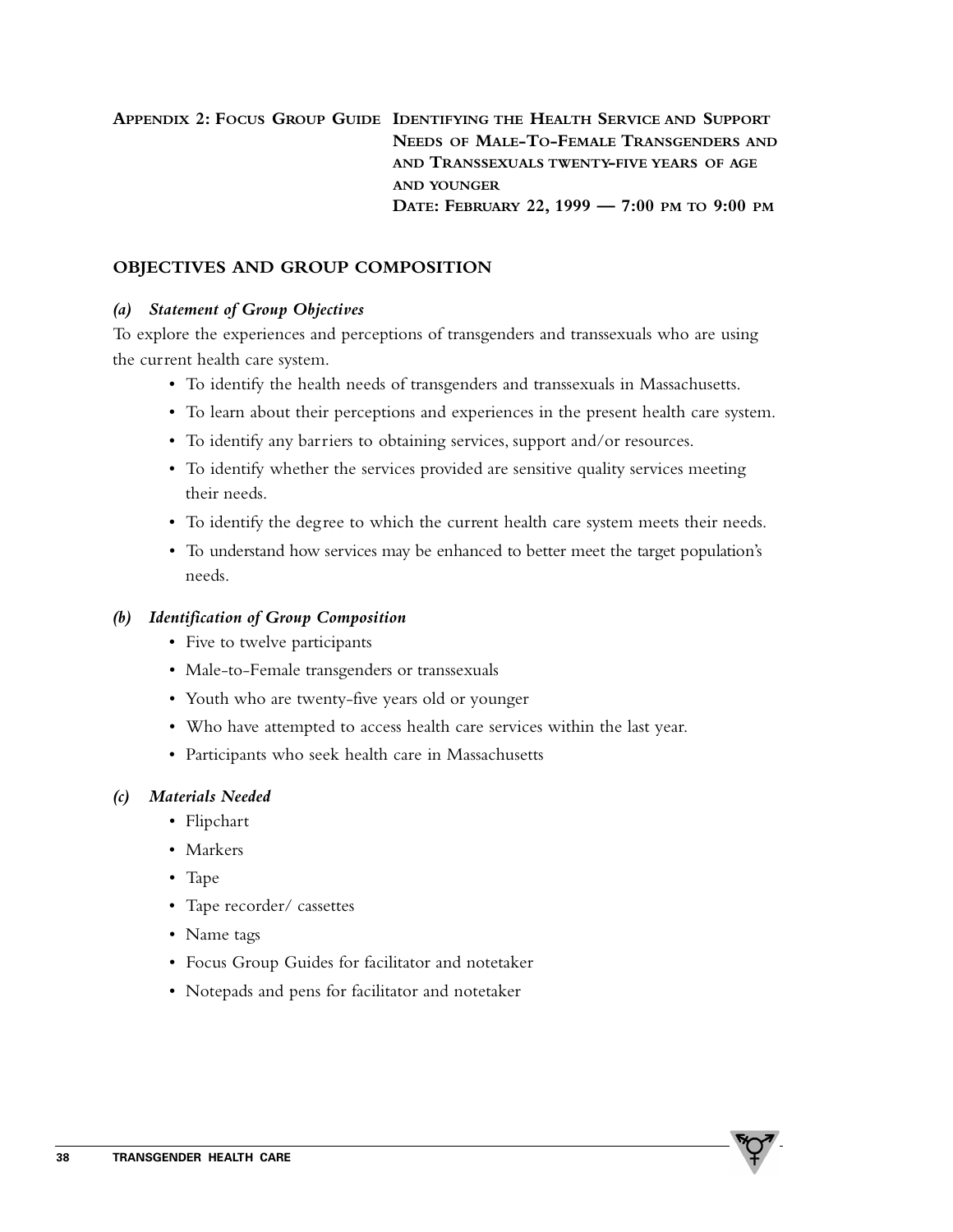## Appendix 2: Focus Group Guide Identifying the Health Service and Support Needs of Male-To-Female Transgenders and and Transsexuals twenty-five years of age and younger

**Date: February 22, 1999 — 7:00 pm to 9:00 pm**

### OBJECTIVES AND GROUP COMPOSITION

#### *(a) Statement of Group Objectives*

To explore the experiences and perceptions of transgenders and transsexuals who are using the current health care system.

- To identify the health needs of transgenders and transsexuals in Massachusetts.
- To learn about their perceptions and experiences in the present health care system.
- To identify any barriers to obtaining services, support and/or resources.
- To identify whether the services provided are sensitive quality services meeting their needs.
- To identify the degree to which the current health care system meets their needs.
- To understand how services may be enhanced to better meet the target population's needs.

#### *(b) Identification of Group Composition*

- Five to twelve participants
- Male-to-Female transgenders or transsexuals
- Youth who are twenty-five years old or younger
- Who have attempted to access health care services within the last year.
- Participants who seek health care in Massachusetts

#### *(c) Materials Needed*

- Flipchart
- Markers
- Tape
- Tape recorder/ cassettes
- Name tags
- Focus Group Guides for facilitator and notetaker
- Notepads and pens for facilitator and notetaker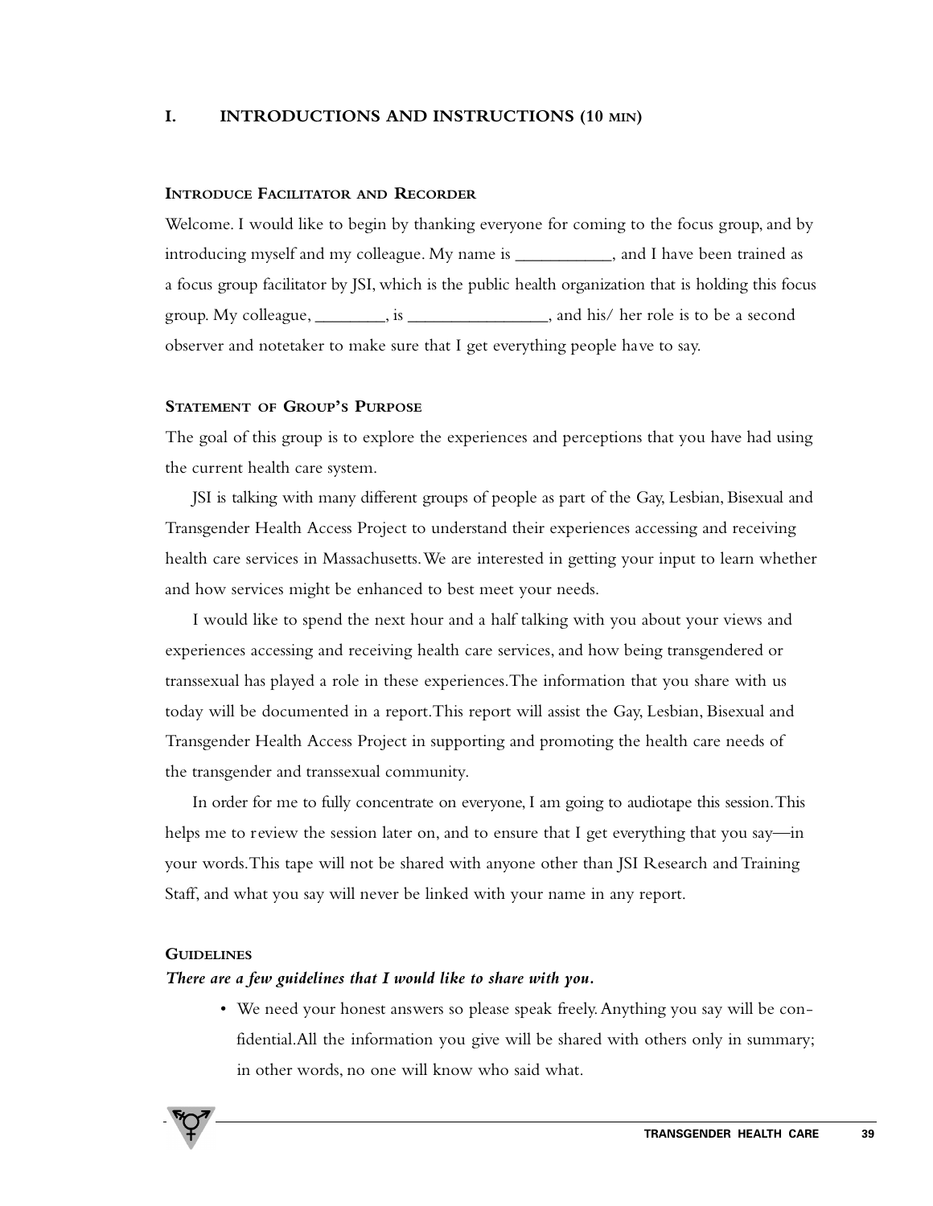## I. INTRODUCTIONS AND INSTRUCTIONS (10 MIN)

### INTRODUCE FACILITATOR AND RECORDER

Welcome. I would like to begin by thanking everyone for coming to the focus group, and by introducing myself and my colleague. My name is ___________, and I have been trained as a focus group facilitator by JSI, which is the public health organization that is holding this focus group. My colleague, ________, is ________________, and his/ her role is to be a second observer and notetaker to make sure that I get everything people have to say.

### STATEMENT OF GROUP'S PURPOSE

The goal of this group is to explore the experiences and perceptions that you have had using the current health care system.

JSI is talking with many different groups of people as part of the Gay, Lesbian, Bisexual and Transgender Health Access Project to understand their experiences accessing and receiving health care services in Massachusetts. We are interested in getting your input to learn whether and how services might be enhanced to best meet your needs.

I would like to spend the next hour and a half talking with you about your views and experiences accessing and receiving health care services, and how being transgendered or transsexual has played a role in these experiences. The information that you share with us today will be documented in a report. This report will assist the Gay, Lesbian, Bisexual and Transgender Health Access Project in supporting and promoting the health care needs of the transgender and transsexual community.

In order for me to fully concentrate on everyone, I am going to audiotape this session. This helps me to review the session later on, and to ensure that I get everything that you say—in your words. This tape will not be shared with anyone other than JSI Research and Training Staff, and what you say will never be linked with your name in any report.

### GUIDELINES

***There are a few guidelines that I would like to share with you.***

- We need your honest answers so please speak freely. Anything you say will be confidential. All the information you give will be shared with others only in summary; in other words, no one will know who said what.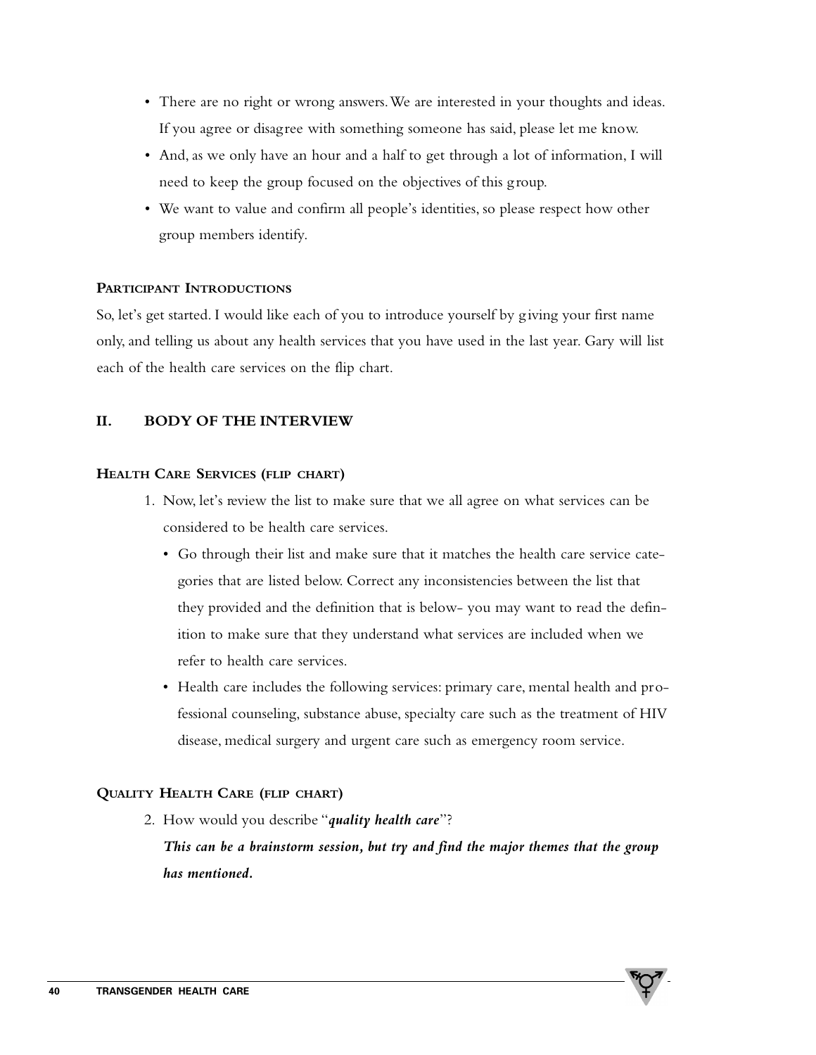- There are no right or wrong answers. We are interested in your thoughts and ideas. If you agree or disagree with something someone has said, please let me know.
- And, as we only have an hour and a half to get through a lot of information, I will need to keep the group focused on the objectives of this group.
- We want to value and confirm all people's identities, so please respect how other group members identify.

#### PARTICIPANT INTRODUCTIONS

So, let's get started. I would like each of you to introduce yourself by giving your first name only, and telling us about any health services that you have used in the last year. Gary will list each of the health care services on the flip chart.

## II. BODY OF THE INTERVIEW

#### HEALTH CARE SERVICES (FLIP CHART)

1. Now, let's review the list to make sure that we all agree on what services can be considered to be health care services.
   - Go through their list and make sure that it matches the health care service categories that are listed below. Correct any inconsistencies between the list that they provided and the definition that is below- you may want to read the definition to make sure that they understand what services are included when we refer to health care services.
   - Health care includes the following services: primary care, mental health and professional counseling, substance abuse, specialty care such as the treatment of HIV disease, medical surgery and urgent care such as emergency room service.

#### QUALITY HEALTH CARE (FLIP CHART)

2. How would you describe "***quality health care***"?
   ***This can be a brainstorm session, but try and find the major themes that the group has mentioned.***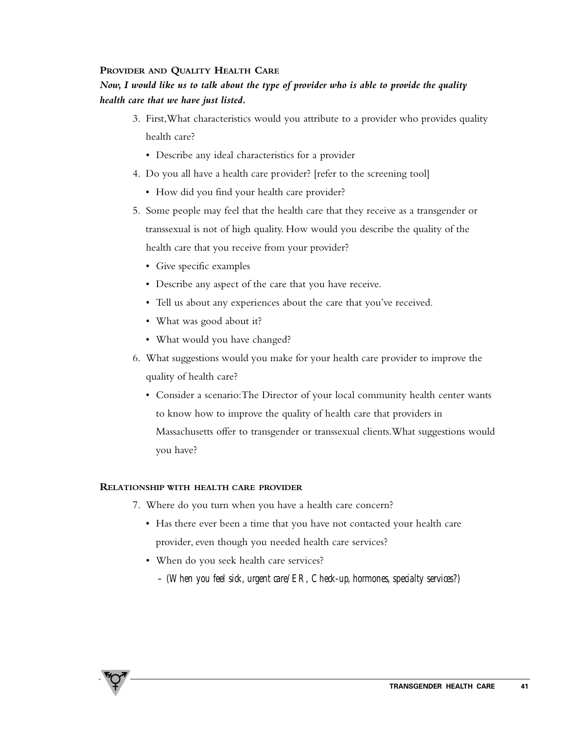## PROVIDER AND QUALITY HEALTH CARE

***Now, I would like us to talk about the type of provider who is able to provide the quality health care that we have just listed.***

3. First,What characteristics would you attribute to a provider who provides quality health care?
   - Describe any ideal characteristics for a provider
4. Do you all have a health care provider? [refer to the screening tool]
   - How did you find your health care provider?
5. Some people may feel that the health care that they receive as a transgender or transsexual is not of high quality. How would you describe the quality of the health care that you receive from your provider?
   - Give specific examples
   - Describe any aspect of the care that you have receive.
   - Tell us about any experiences about the care that you've received.
   - What was good about it?
   - What would you have changed?
6. What suggestions would you make for your health care provider to improve the quality of health care?
   - Consider a scenario:The Director of your local community health center wants to know how to improve the quality of health care that providers in Massachusetts offer to transgender or transsexual clients.What suggestions would you have?

## RELATIONSHIP WITH HEALTH CARE PROVIDER

7. Where do you turn when you have a health care concern?
   - Has there ever been a time that you have not contacted your health care provider, even though you needed health care services?
   - When do you seek health care services?
     - *(When you feel sick, urgent care/ER, Check-up, hormones, specialty services?)*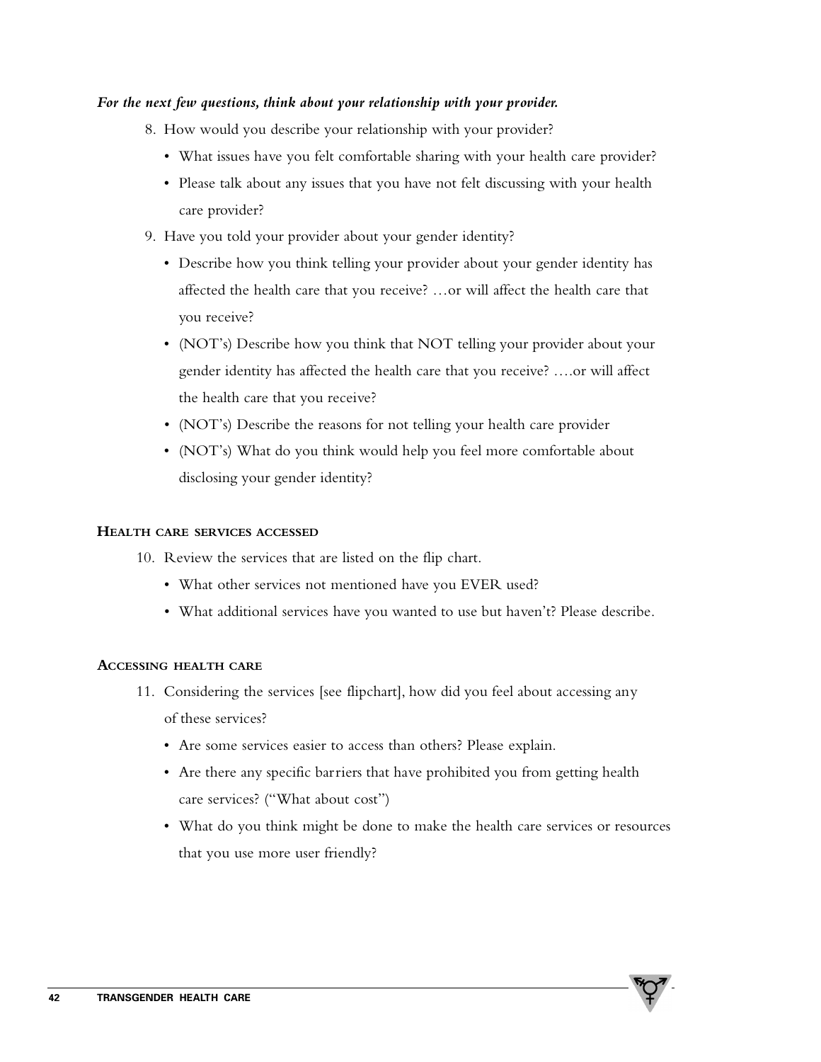***For the next few questions, think about your relationship with your provider.***

8. How would you describe your relationship with your provider?
   - What issues have you felt comfortable sharing with your health care provider?
   - Please talk about any issues that you have not felt discussing with your health care provider?
9. Have you told your provider about your gender identity?
   - Describe how you think telling your provider about your gender identity has affected the health care that you receive? …or will affect the health care that you receive?
   - (NOT's) Describe how you think that NOT telling your provider about your gender identity has affected the health care that you receive? ….or will affect the health care that you receive?
   - (NOT's) Describe the reasons for not telling your health care provider
   - (NOT's) What do you think would help you feel more comfortable about disclosing your gender identity?

### Health care services accessed

10. Review the services that are listed on the flip chart.
    - What other services not mentioned have you EVER used?
    - What additional services have you wanted to use but haven't? Please describe.

### Accessing health care

11. Considering the services [see flipchart], how did you feel about accessing any of these services?
    - Are some services easier to access than others? Please explain.
    - Are there any specific barriers that have prohibited you from getting health care services? ("What about cost")
    - What do you think might be done to make the health care services or resources that you use more user friendly?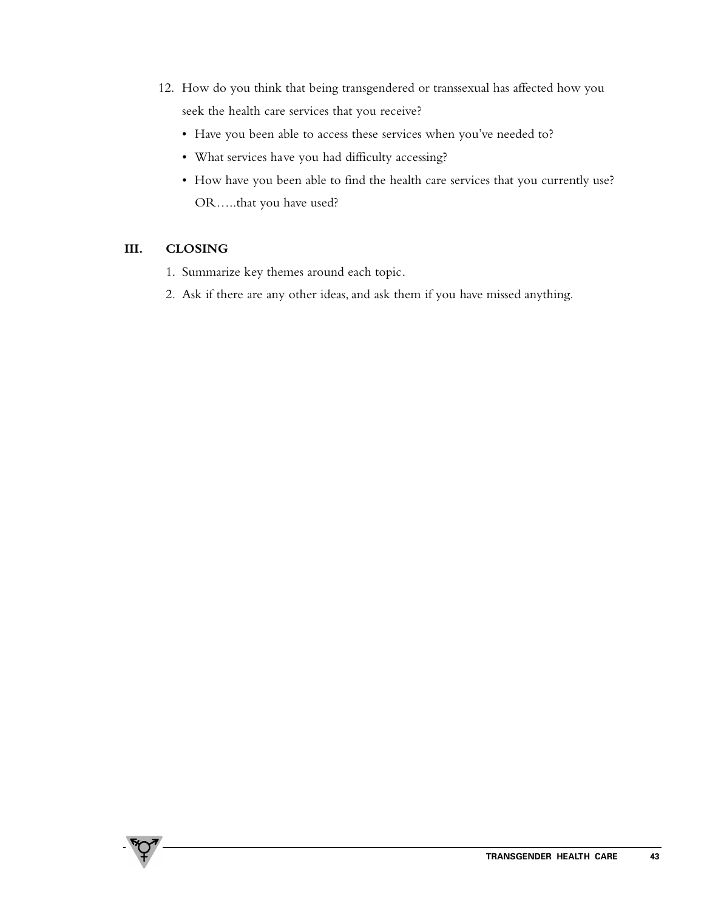12. How do you think that being transgendered or transsexual has affected how you seek the health care services that you receive?
    - Have you been able to access these services when you've needed to?
    - What services have you had difficulty accessing?
    - How have you been able to find the health care services that you currently use? OR…..that you have used?

## III. CLOSING

1. Summarize key themes around each topic.
2. Ask if there are any other ideas, and ask them if you have missed anything.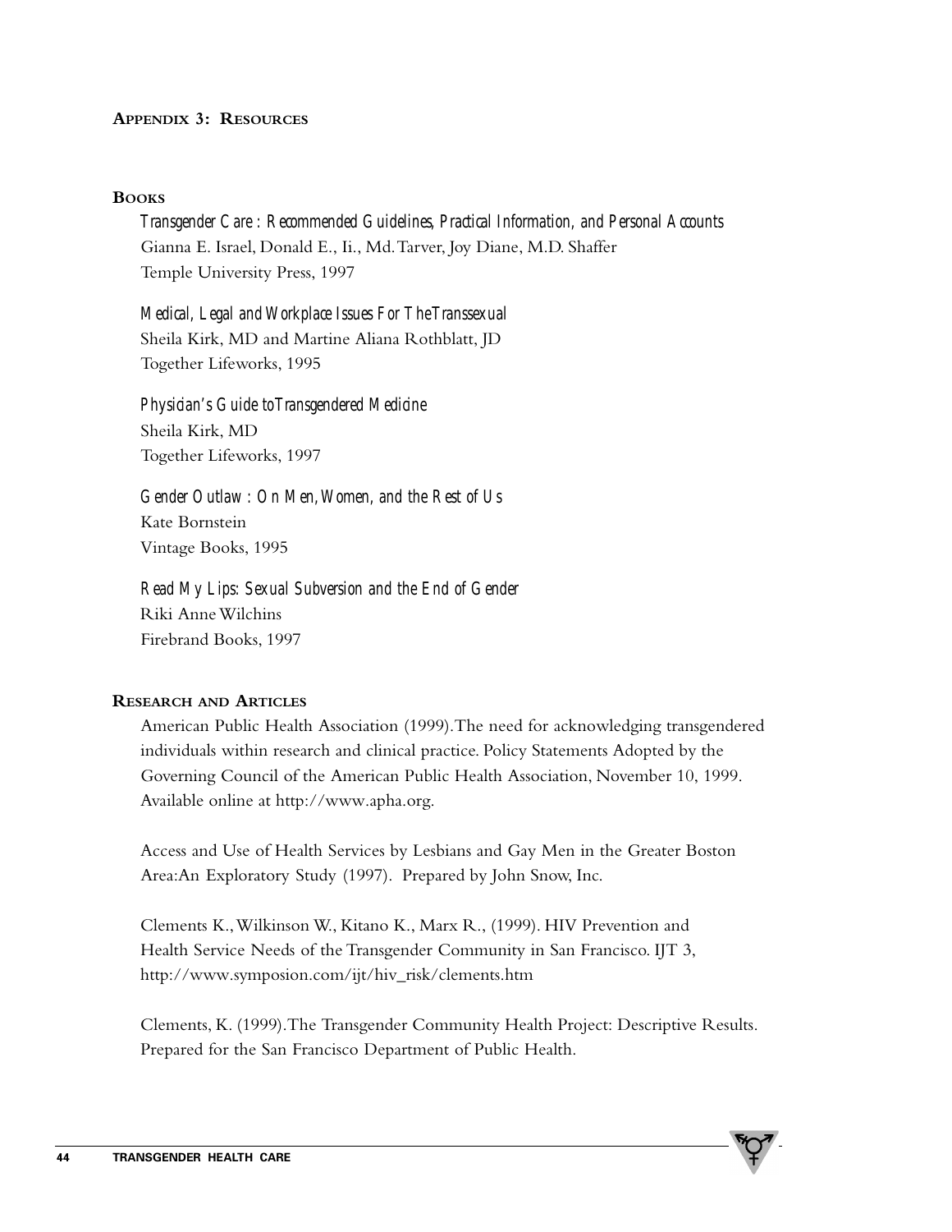## APPENDIX 3: RESOURCES

### BOOKS

*Transgender Care : Recommended Guidelines, Practical Information, and Personal Accounts*
Gianna E. Israel, Donald E., Ii., Md. Tarver, Joy Diane, M.D. Shaffer
Temple University Press, 1997

*Medical, Legal and Workplace Issues For The Transsexual*
Sheila Kirk, MD and Martine Aliana Rothblatt, JD
Together Lifeworks, 1995

*Physician's Guide to Transgendered Medicine*
Sheila Kirk, MD
Together Lifeworks, 1997

*Gender Outlaw : On Men, Women, and the Rest of Us*
Kate Bornstein
Vintage Books, 1995

*Read My Lips: Sexual Subversion and the End of Gender*
Riki Anne Wilchins
Firebrand Books, 1997

### RESEARCH AND ARTICLES

American Public Health Association (1999). The need for acknowledging transgendered individuals within research and clinical practice. Policy Statements Adopted by the Governing Council of the American Public Health Association, November 10, 1999. Available online at http://www.apha.org.

Access and Use of Health Services by Lesbians and Gay Men in the Greater Boston Area: An Exploratory Study (1997). Prepared by John Snow, Inc.

Clements K., Wilkinson W., Kitano K., Marx R., (1999). HIV Prevention and Health Service Needs of the Transgender Community in San Francisco. IJT 3, http://www.symposion.com/ijt/hiv_risk/clements.htm

Clements, K. (1999). The Transgender Community Health Project: Descriptive Results. Prepared for the San Francisco Department of Public Health.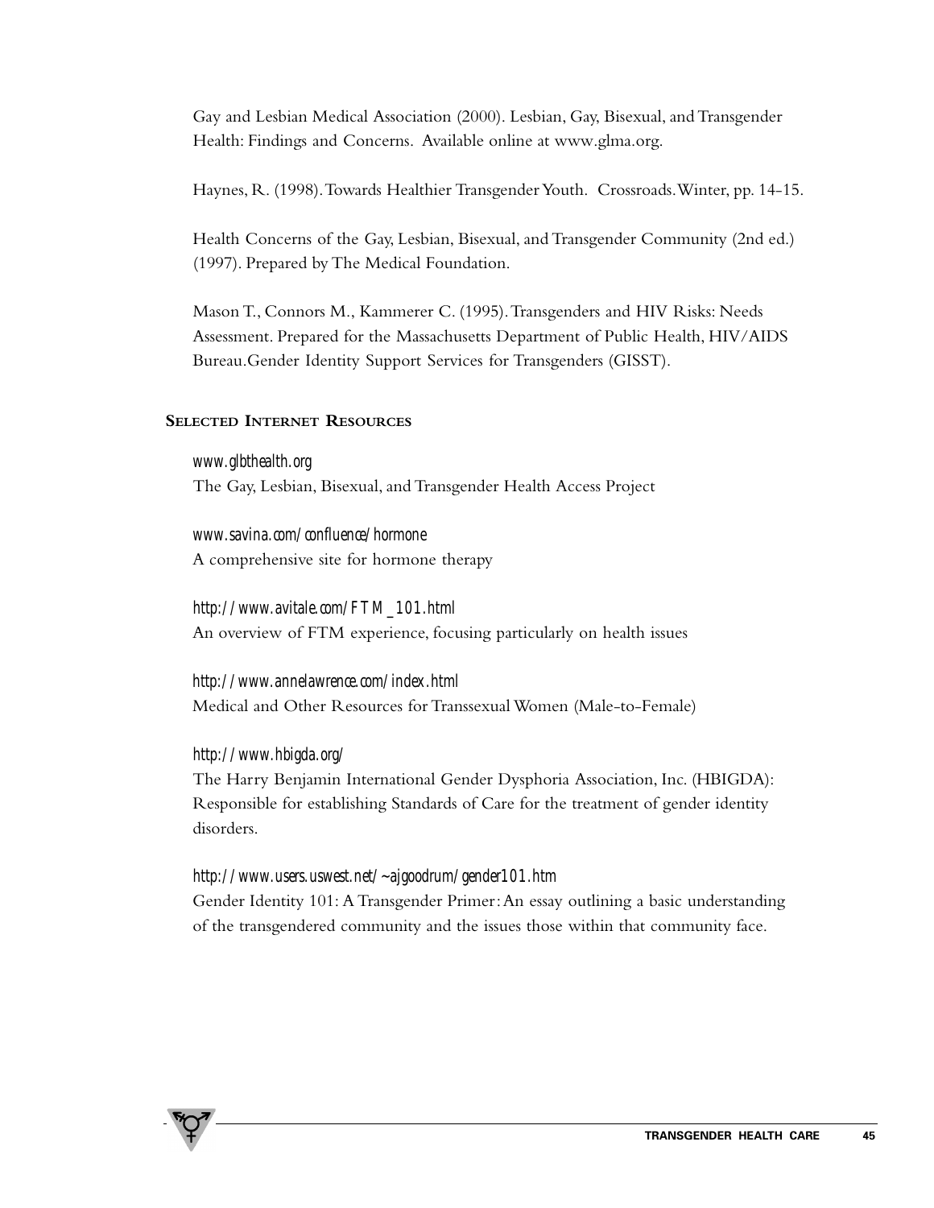Gay and Lesbian Medical Association (2000). Lesbian, Gay, Bisexual, and Transgender Health: Findings and Concerns. Available online at www.glma.org.

Haynes, R. (1998). Towards Healthier Transgender Youth. Crossroads. Winter, pp. 14-15.

Health Concerns of the Gay, Lesbian, Bisexual, and Transgender Community (2nd ed.) (1997). Prepared by The Medical Foundation.

Mason T., Connors M., Kammerer C. (1995). Transgenders and HIV Risks: Needs Assessment. Prepared for the Massachusetts Department of Public Health, HIV/AIDS Bureau. Gender Identity Support Services for Transgenders (GISST).

### Selected Internet Resources

*www.glbthealth.org*
The Gay, Lesbian, Bisexual, and Transgender Health Access Project

*www.savina.com/confluence/hormone*
A comprehensive site for hormone therapy

*http://www.avitale.com/FTM_101.html*
An overview of FTM experience, focusing particularly on health issues

*http://www.annelawrence.com/index.html*
Medical and Other Resources for Transsexual Women (Male-to-Female)

*http://www.hbigda.org/*
The Harry Benjamin International Gender Dysphoria Association, Inc. (HBIGDA): Responsible for establishing Standards of Care for the treatment of gender identity disorders.

*http://www.users.uswest.net/~ajgoodrum/gender101.htm*
Gender Identity 101: A Transgender Primer: An essay outlining a basic understanding of the transgendered community and the issues those within that community face.